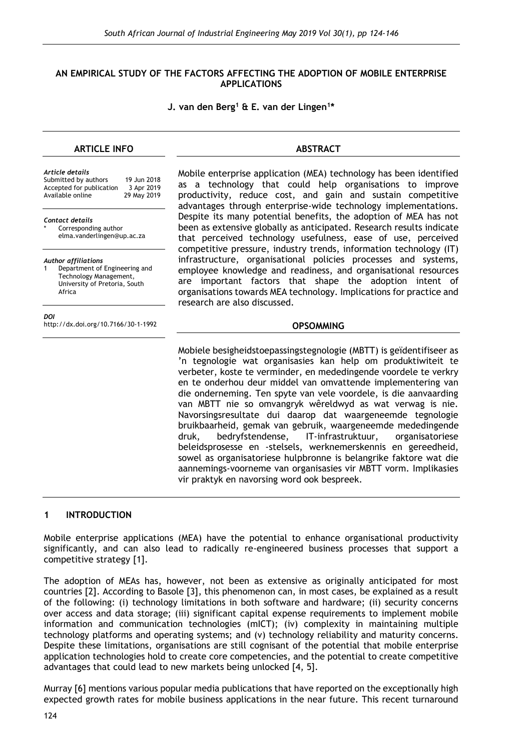# AN EMPIRICAL STUDY OF THE FACTORS AFFECTING THE ADOPTION OF MOBILE ENTERPRISE APPLICATIONS

**J. van den Berg[1] & E. van der Lingen[1]***

## ARTICLE INFO

*Article details*
Submitted by authors 19 Jun 2018
Accepted for publication 3 Apr 2019
Available online 29 May 2019

*Contact details*
\* Corresponding author
elma.vanderlingen@up.ac.za

*Author affiliations*
1 Department of Engineering and Technology Management, University of Pretoria, South Africa

*DOI*
http://dx.doi.org/10.7166/30-1-1992

## ABSTRACT

Mobile enterprise application (MEA) technology has been identified as a technology that could help organisations to improve productivity, reduce cost, and gain and sustain competitive advantages through enterprise-wide technology implementations. Despite its many potential benefits, the adoption of MEA has not been as extensive globally as anticipated. Research results indicate that perceived technology usefulness, ease of use, perceived competitive pressure, industry trends, information technology (IT) infrastructure, organisational policies processes and systems, employee knowledge and readiness, and organisational resources are important factors that shape the adoption intent of organisations towards MEA technology. Implications for practice and research are also discussed.

## OPSOMMING

Mobiele besigheidstoepassingstegnologie (MBTT) is geïdentifiseer as 'n tegnologie wat organisasies kan help om produktiwiteit te verbeter, koste te verminder, en mededingende voordele te verkry en te onderhou deur middel van omvattende implementering van die onderneming. Ten spyte van vele voordele, is die aanvaarding van MBTT nie so omvangryk wêreldwyd as wat verwag is nie. Navorsingsresultate dui daarop dat waargeneemde tegnologie bruikbaarheid, gemak van gebruik, waargeneemde mededingende druk, bedryfstendense, IT-infrastruktuur, organisatoriese beleidsprosesse en -stelsels, werknemerskennis en gereedheid, sowel as organisatoriese hulpbronne is belangrike faktore wat die aannemings-voorneme van organisasies vir MBTT vorm. Implikasies vir praktyk en navorsing word ook bespreek.

## 1 INTRODUCTION

Mobile enterprise applications (MEA) have the potential to enhance organisational productivity significantly, and can also lead to radically re-engineered business processes that support a competitive strategy [1].

The adoption of MEAs has, however, not been as extensive as originally anticipated for most countries [2]. According to Basole [3], this phenomenon can, in most cases, be explained as a result of the following: (i) technology limitations in both software and hardware; (ii) security concerns over access and data storage; (iii) significant capital expense requirements to implement mobile information and communication technologies (mICT); (iv) complexity in maintaining multiple technology platforms and operating systems; and (v) technology reliability and maturity concerns. Despite these limitations, organisations are still cognisant of the potential that mobile enterprise application technologies hold to create core competencies, and the potential to create competitive advantages that could lead to new markets being unlocked [4, 5].

Murray [6] mentions various popular media publications that have reported on the exceptionally high expected growth rates for mobile business applications in the near future. This recent turnaround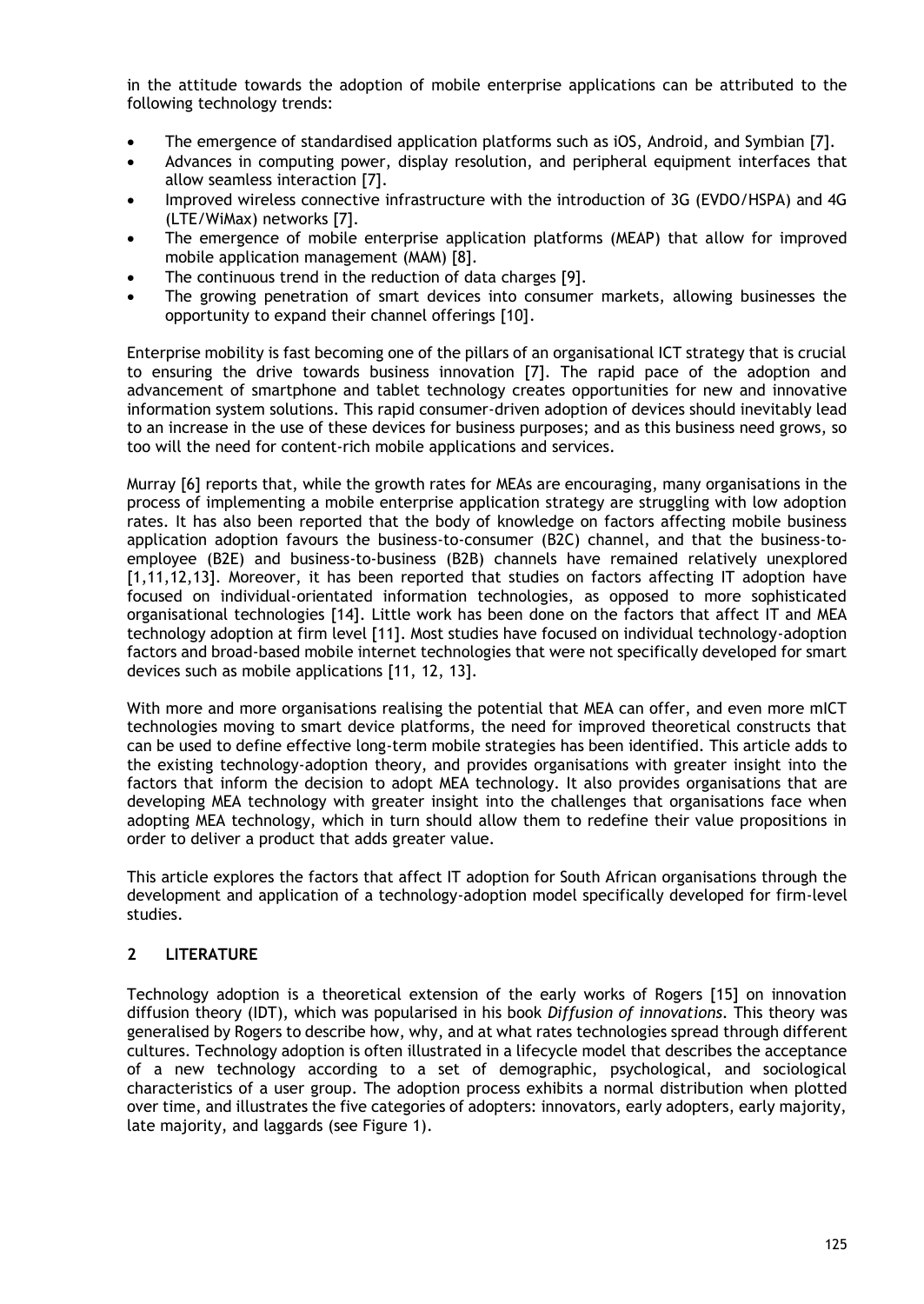in the attitude towards the adoption of mobile enterprise applications can be attributed to the following technology trends:

- The emergence of standardised application platforms such as iOS, Android, and Symbian [7].
- Advances in computing power, display resolution, and peripheral equipment interfaces that allow seamless interaction [7].
- Improved wireless connective infrastructure with the introduction of 3G (EVDO/HSPA) and 4G (LTE/WiMax) networks [7].
- The emergence of mobile enterprise application platforms (MEAP) that allow for improved mobile application management (MAM) [8].
- The continuous trend in the reduction of data charges [9].
- The growing penetration of smart devices into consumer markets, allowing businesses the opportunity to expand their channel offerings [10].

Enterprise mobility is fast becoming one of the pillars of an organisational ICT strategy that is crucial to ensuring the drive towards business innovation [7]. The rapid pace of the adoption and advancement of smartphone and tablet technology creates opportunities for new and innovative information system solutions. This rapid consumer-driven adoption of devices should inevitably lead to an increase in the use of these devices for business purposes; and as this business need grows, so too will the need for content-rich mobile applications and services.

Murray [6] reports that, while the growth rates for MEAs are encouraging, many organisations in the process of implementing a mobile enterprise application strategy are struggling with low adoption rates. It has also been reported that the body of knowledge on factors affecting mobile business application adoption favours the business-to-consumer (B2C) channel, and that the business-to-employee (B2E) and business-to-business (B2B) channels have remained relatively unexplored [1,11,12,13]. Moreover, it has been reported that studies on factors affecting IT adoption have focused on individual-orientated information technologies, as opposed to more sophisticated organisational technologies [14]. Little work has been done on the factors that affect IT and MEA technology adoption at firm level [11]. Most studies have focused on individual technology-adoption factors and broad-based mobile internet technologies that were not specifically developed for smart devices such as mobile applications [11, 12, 13].

With more and more organisations realising the potential that MEA can offer, and even more mICT technologies moving to smart device platforms, the need for improved theoretical constructs that can be used to define effective long-term mobile strategies has been identified. This article adds to the existing technology-adoption theory, and provides organisations with greater insight into the factors that inform the decision to adopt MEA technology. It also provides organisations that are developing MEA technology with greater insight into the challenges that organisations face when adopting MEA technology, which in turn should allow them to redefine their value propositions in order to deliver a product that adds greater value.

This article explores the factors that affect IT adoption for South African organisations through the development and application of a technology-adoption model specifically developed for firm-level studies.

## 2 LITERATURE

Technology adoption is a theoretical extension of the early works of Rogers [15] on innovation diffusion theory (IDT), which was popularised in his book *Diffusion of innovations*. This theory was generalised by Rogers to describe how, why, and at what rates technologies spread through different cultures. Technology adoption is often illustrated in a lifecycle model that describes the acceptance of a new technology according to a set of demographic, psychological, and sociological characteristics of a user group. The adoption process exhibits a normal distribution when plotted over time, and illustrates the five categories of adopters: innovators, early adopters, early majority, late majority, and laggards (see Figure 1).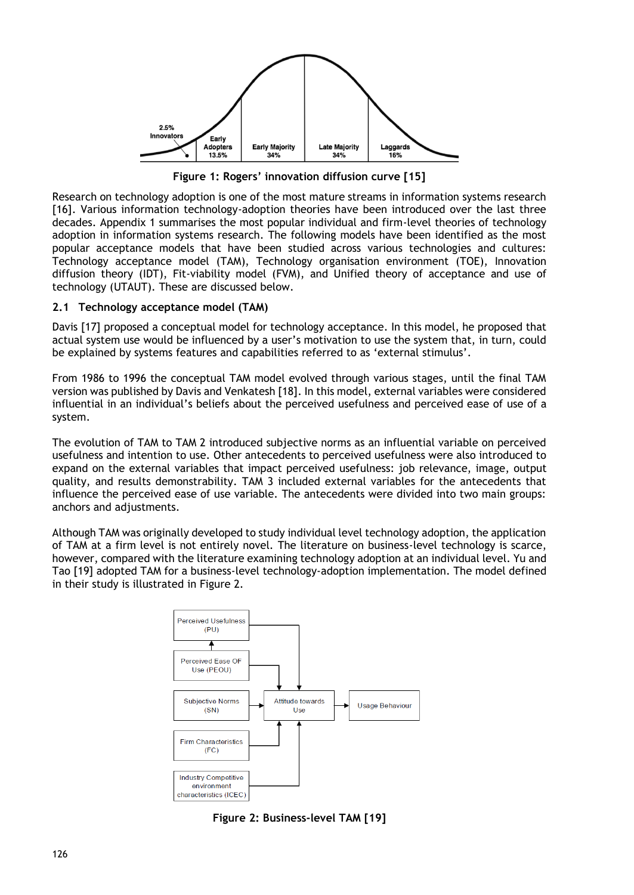Figure 1: Rogers' innovation diffusion curve [15]

Research on technology adoption is one of the most mature streams in information systems research [16]. Various information technology-adoption theories have been introduced over the last three decades. Appendix 1 summarises the most popular individual and firm-level theories of technology adoption in information systems research. The following models have been identified as the most popular acceptance models that have been studied across various technologies and cultures: Technology acceptance model (TAM), Technology organisation environment (TOE), Innovation diffusion theory (IDT), Fit-viability model (FVM), and Unified theory of acceptance and use of technology (UTAUT). These are discussed below.

### 2.1 Technology acceptance model (TAM)

Davis [17] proposed a conceptual model for technology acceptance. In this model, he proposed that actual system use would be influenced by a user's motivation to use the system that, in turn, could be explained by systems features and capabilities referred to as 'external stimulus'.

From 1986 to 1996 the conceptual TAM model evolved through various stages, until the final TAM version was published by Davis and Venkatesh [18]. In this model, external variables were considered influential in an individual's beliefs about the perceived usefulness and perceived ease of use of a system.

The evolution of TAM to TAM 2 introduced subjective norms as an influential variable on perceived usefulness and intention to use. Other antecedents to perceived usefulness were also introduced to expand on the external variables that impact perceived usefulness: job relevance, image, output quality, and results demonstrability. TAM 3 included external variables for the antecedents that influence the perceived ease of use variable. The antecedents were divided into two main groups: anchors and adjustments.

Although TAM was originally developed to study individual level technology adoption, the application of TAM at a firm level is not entirely novel. The literature on business-level technology is scarce, however, compared with the literature examining technology adoption at an individual level. Yu and Tao [19] adopted TAM for a business-level technology-adoption implementation. The model defined in their study is illustrated in Figure 2.

Figure 2: Business-level TAM [19]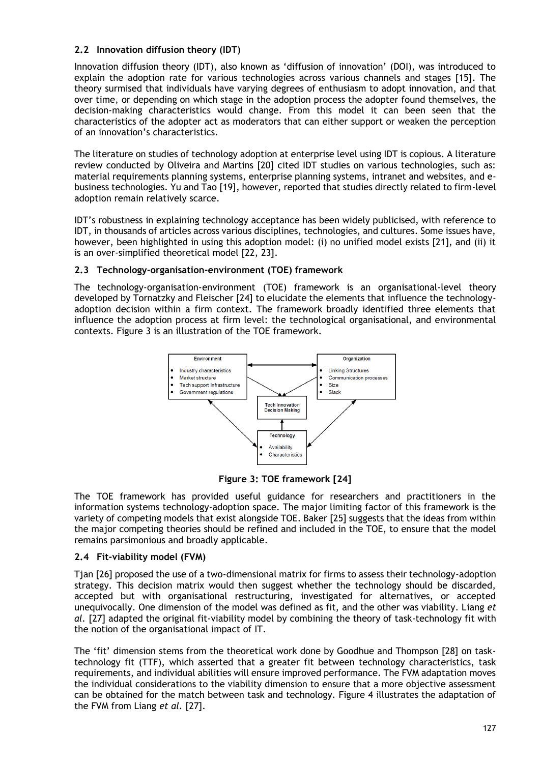### 2.2 Innovation diffusion theory (IDT)

Innovation diffusion theory (IDT), also known as 'diffusion of innovation' (DOI), was introduced to explain the adoption rate for various technologies across various channels and stages [15]. The theory surmised that individuals have varying degrees of enthusiasm to adopt innovation, and that over time, or depending on which stage in the adoption process the adopter found themselves, the decision-making characteristics would change. From this model it can been seen that the characteristics of the adopter act as moderators that can either support or weaken the perception of an innovation's characteristics.

The literature on studies of technology adoption at enterprise level using IDT is copious. A literature review conducted by Oliveira and Martins [20] cited IDT studies on various technologies, such as: material requirements planning systems, enterprise planning systems, intranet and websites, and e-business technologies. Yu and Tao [19], however, reported that studies directly related to firm-level adoption remain relatively scarce.

IDT's robustness in explaining technology acceptance has been widely publicised, with reference to IDT, in thousands of articles across various disciplines, technologies, and cultures. Some issues have, however, been highlighted in using this adoption model: (i) no unified model exists [21], and (ii) it is an over-simplified theoretical model [22, 23].

### 2.3 Technology-organisation-environment (TOE) framework

The technology-organisation-environment (TOE) framework is an organisational-level theory developed by Tornatzky and Fleischer [24] to elucidate the elements that influence the technology-adoption decision within a firm context. The framework broadly identified three elements that influence the adoption process at firm level: the technological organisational, and environmental contexts. Figure 3 is an illustration of the TOE framework.

**Figure 3: TOE framework [24]**

The TOE framework has provided useful guidance for researchers and practitioners in the information systems technology-adoption space. The major limiting factor of this framework is the variety of competing models that exist alongside TOE. Baker [25] suggests that the ideas from within the major competing theories should be refined and included in the TOE, to ensure that the model remains parsimonious and broadly applicable.

### 2.4 Fit-viability model (FVM)

Tjan [26] proposed the use of a two-dimensional matrix for firms to assess their technology-adoption strategy. This decision matrix would then suggest whether the technology should be discarded, accepted but with organisational restructuring, investigated for alternatives, or accepted unequivocally. One dimension of the model was defined as fit, and the other was viability. Liang *et al*. [27] adapted the original fit-viability model by combining the theory of task-technology fit with the notion of the organisational impact of IT.

The 'fit' dimension stems from the theoretical work done by Goodhue and Thompson [28] on task-technology fit (TTF), which asserted that a greater fit between technology characteristics, task requirements, and individual abilities will ensure improved performance. The FVM adaptation moves the individual considerations to the viability dimension to ensure that a more objective assessment can be obtained for the match between task and technology. Figure 4 illustrates the adaptation of the FVM from Liang *et al*. [27].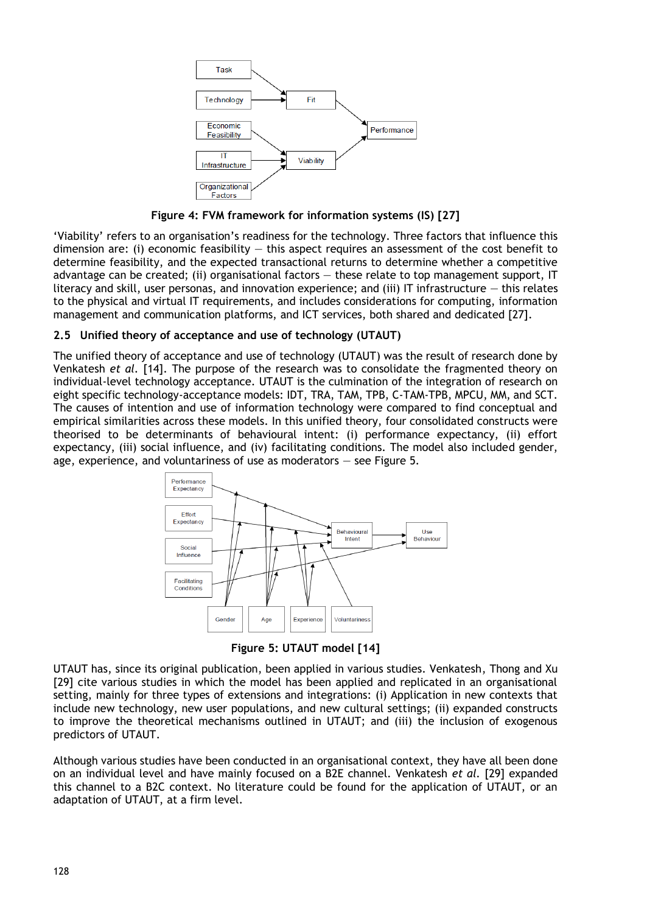**Figure 4: FVM framework for information systems (IS) [27]**

'Viability' refers to an organisation's readiness for the technology. Three factors that influence this dimension are: (i) economic feasibility — this aspect requires an assessment of the cost benefit to determine feasibility, and the expected transactional returns to determine whether a competitive advantage can be created; (ii) organisational factors — these relate to top management support, IT literacy and skill, user personas, and innovation experience; and (iii) IT infrastructure — this relates to the physical and virtual IT requirements, and includes considerations for computing, information management and communication platforms, and ICT services, both shared and dedicated [27].

### 2.5 Unified theory of acceptance and use of technology (UTAUT)

The unified theory of acceptance and use of technology (UTAUT) was the result of research done by Venkatesh *et al.* [14]. The purpose of the research was to consolidate the fragmented theory on individual-level technology acceptance. UTAUT is the culmination of the integration of research on eight specific technology-acceptance models: IDT, TRA, TAM, TPB, C-TAM-TPB, MPCU, MM, and SCT. The causes of intention and use of information technology were compared to find conceptual and empirical similarities across these models. In this unified theory, four consolidated constructs were theorised to be determinants of behavioural intent: (i) performance expectancy, (ii) effort expectancy, (iii) social influence, and (iv) facilitating conditions. The model also included gender, age, experience, and voluntariness of use as moderators — see Figure 5.

**Figure 5: UTAUT model [14]**

UTAUT has, since its original publication, been applied in various studies. Venkatesh, Thong and Xu [29] cite various studies in which the model has been applied and replicated in an organisational setting, mainly for three types of extensions and integrations: (i) Application in new contexts that include new technology, new user populations, and new cultural settings; (ii) expanded constructs to improve the theoretical mechanisms outlined in UTAUT; and (iii) the inclusion of exogenous predictors of UTAUT.

Although various studies have been conducted in an organisational context, they have all been done on an individual level and have mainly focused on a B2E channel. Venkatesh *et al.* [29] expanded this channel to a B2C context. No literature could be found for the application of UTAUT, or an adaptation of UTAUT, at a firm level.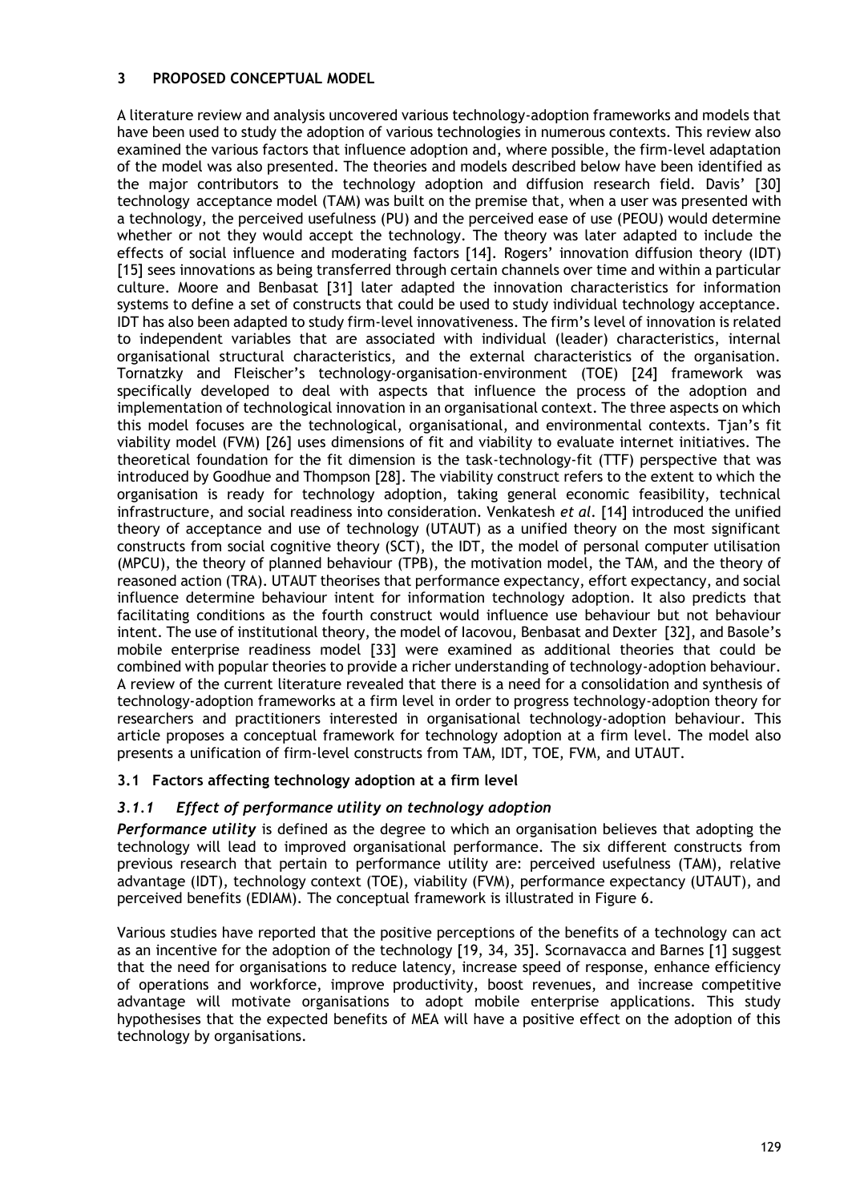## 3 PROPOSED CONCEPTUAL MODEL

A literature review and analysis uncovered various technology-adoption frameworks and models that have been used to study the adoption of various technologies in numerous contexts. This review also examined the various factors that influence adoption and, where possible, the firm-level adaptation of the model was also presented. The theories and models described below have been identified as the major contributors to the technology adoption and diffusion research field. Davis' [30] technology acceptance model (TAM) was built on the premise that, when a user was presented with a technology, the perceived usefulness (PU) and the perceived ease of use (PEOU) would determine whether or not they would accept the technology. The theory was later adapted to include the effects of social influence and moderating factors [14]. Rogers' innovation diffusion theory (IDT) [15] sees innovations as being transferred through certain channels over time and within a particular culture. Moore and Benbasat [31] later adapted the innovation characteristics for information systems to define a set of constructs that could be used to study individual technology acceptance. IDT has also been adapted to study firm-level innovativeness. The firm's level of innovation is related to independent variables that are associated with individual (leader) characteristics, internal organisational structural characteristics, and the external characteristics of the organisation. Tornatzky and Fleischer's technology-organisation-environment (TOE) [24] framework was specifically developed to deal with aspects that influence the process of the adoption and implementation of technological innovation in an organisational context. The three aspects on which this model focuses are the technological, organisational, and environmental contexts. Tjan's fit viability model (FVM) [26] uses dimensions of fit and viability to evaluate internet initiatives. The theoretical foundation for the fit dimension is the task-technology-fit (TTF) perspective that was introduced by Goodhue and Thompson [28]. The viability construct refers to the extent to which the organisation is ready for technology adoption, taking general economic feasibility, technical infrastructure, and social readiness into consideration. Venkatesh *et al*. [14] introduced the unified theory of acceptance and use of technology (UTAUT) as a unified theory on the most significant constructs from social cognitive theory (SCT), the IDT, the model of personal computer utilisation (MPCU), the theory of planned behaviour (TPB), the motivation model, the TAM, and the theory of reasoned action (TRA). UTAUT theorises that performance expectancy, effort expectancy, and social influence determine behaviour intent for information technology adoption. It also predicts that facilitating conditions as the fourth construct would influence use behaviour but not behaviour intent. The use of institutional theory, the model of Iacovou, Benbasat and Dexter [32], and Basole's mobile enterprise readiness model [33] were examined as additional theories that could be combined with popular theories to provide a richer understanding of technology-adoption behaviour. A review of the current literature revealed that there is a need for a consolidation and synthesis of technology-adoption frameworks at a firm level in order to progress technology-adoption theory for researchers and practitioners interested in organisational technology-adoption behaviour. This article proposes a conceptual framework for technology adoption at a firm level. The model also presents a unification of firm-level constructs from TAM, IDT, TOE, FVM, and UTAUT.

### 3.1 Factors affecting technology adoption at a firm level

#### *3.1.1 Effect of performance utility on technology adoption*

***Performance utility*** is defined as the degree to which an organisation believes that adopting the technology will lead to improved organisational performance. The six different constructs from previous research that pertain to performance utility are: perceived usefulness (TAM), relative advantage (IDT), technology context (TOE), viability (FVM), performance expectancy (UTAUT), and perceived benefits (EDIAM). The conceptual framework is illustrated in Figure 6.

Various studies have reported that the positive perceptions of the benefits of a technology can act as an incentive for the adoption of the technology [19, 34, 35]. Scornavacca and Barnes [1] suggest that the need for organisations to reduce latency, increase speed of response, enhance efficiency of operations and workforce, improve productivity, boost revenues, and increase competitive advantage will motivate organisations to adopt mobile enterprise applications. This study hypothesises that the expected benefits of MEA will have a positive effect on the adoption of this technology by organisations.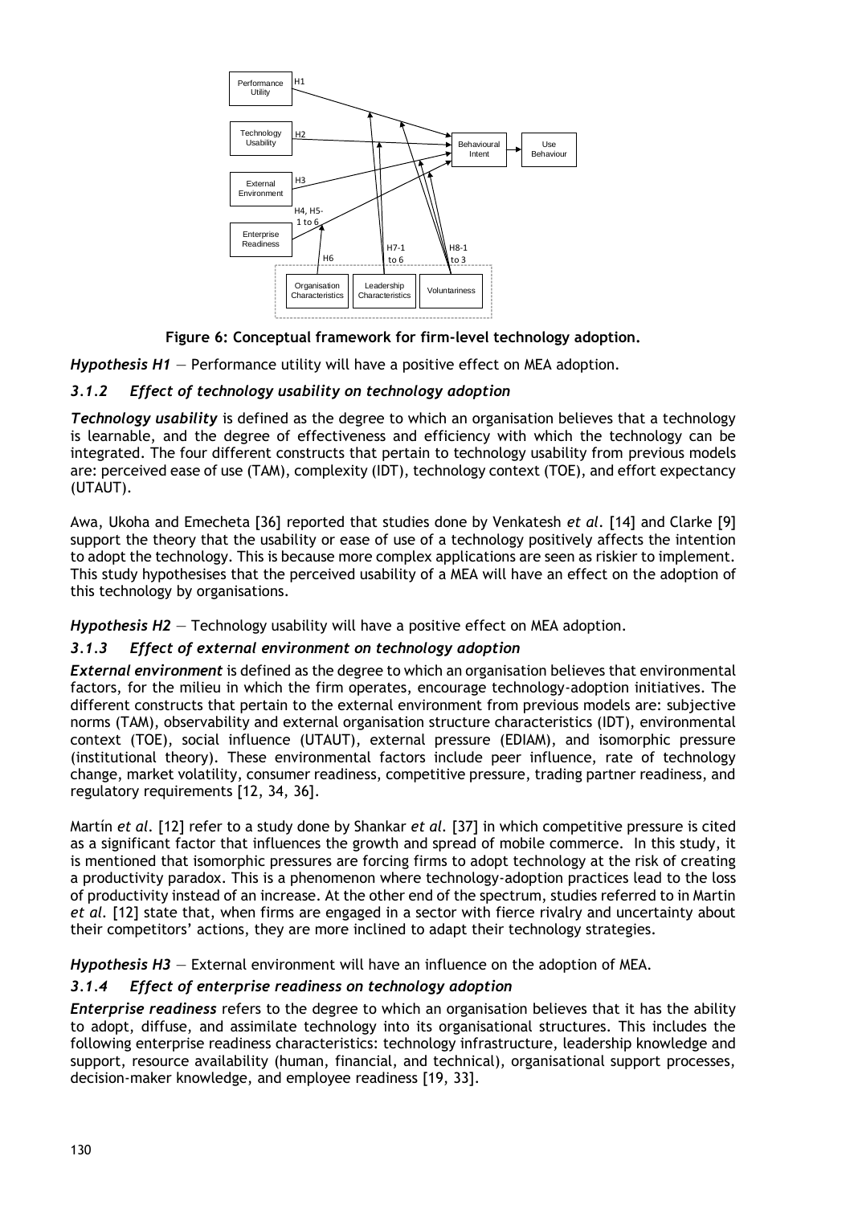**Figure 6: Conceptual framework for firm-level technology adoption.**

***Hypothesis H1*** — Performance utility will have a positive effect on MEA adoption.

### *3.1.2 Effect of technology usability on technology adoption*

***Technology usability*** is defined as the degree to which an organisation believes that a technology is learnable, and the degree of effectiveness and efficiency with which the technology can be integrated. The four different constructs that pertain to technology usability from previous models are: perceived ease of use (TAM), complexity (IDT), technology context (TOE), and effort expectancy (UTAUT).

Awa, Ukoha and Emecheta [36] reported that studies done by Venkatesh *et al*. [14] and Clarke [9] support the theory that the usability or ease of use of a technology positively affects the intention to adopt the technology. This is because more complex applications are seen as riskier to implement. This study hypothesises that the perceived usability of a MEA will have an effect on the adoption of this technology by organisations.

***Hypothesis H2*** — Technology usability will have a positive effect on MEA adoption.

### *3.1.3 Effect of external environment on technology adoption*

***External environment*** is defined as the degree to which an organisation believes that environmental factors, for the milieu in which the firm operates, encourage technology-adoption initiatives. The different constructs that pertain to the external environment from previous models are: subjective norms (TAM), observability and external organisation structure characteristics (IDT), environmental context (TOE), social influence (UTAUT), external pressure (EDIAM), and isomorphic pressure (institutional theory). These environmental factors include peer influence, rate of technology change, market volatility, consumer readiness, competitive pressure, trading partner readiness, and regulatory requirements [12, 34, 36].

Martín *et al*. [12] refer to a study done by Shankar *et al*. [37] in which competitive pressure is cited as a significant factor that influences the growth and spread of mobile commerce. In this study, it is mentioned that isomorphic pressures are forcing firms to adopt technology at the risk of creating a productivity paradox. This is a phenomenon where technology-adoption practices lead to the loss of productivity instead of an increase. At the other end of the spectrum, studies referred to in Martin *et al*. [12] state that, when firms are engaged in a sector with fierce rivalry and uncertainty about their competitors' actions, they are more inclined to adapt their technology strategies.

***Hypothesis H3*** — External environment will have an influence on the adoption of MEA.

### *3.1.4 Effect of enterprise readiness on technology adoption*

***Enterprise readiness*** refers to the degree to which an organisation believes that it has the ability to adopt, diffuse, and assimilate technology into its organisational structures. This includes the following enterprise readiness characteristics: technology infrastructure, leadership knowledge and support, resource availability (human, financial, and technical), organisational support processes, decision-maker knowledge, and employee readiness [19, 33].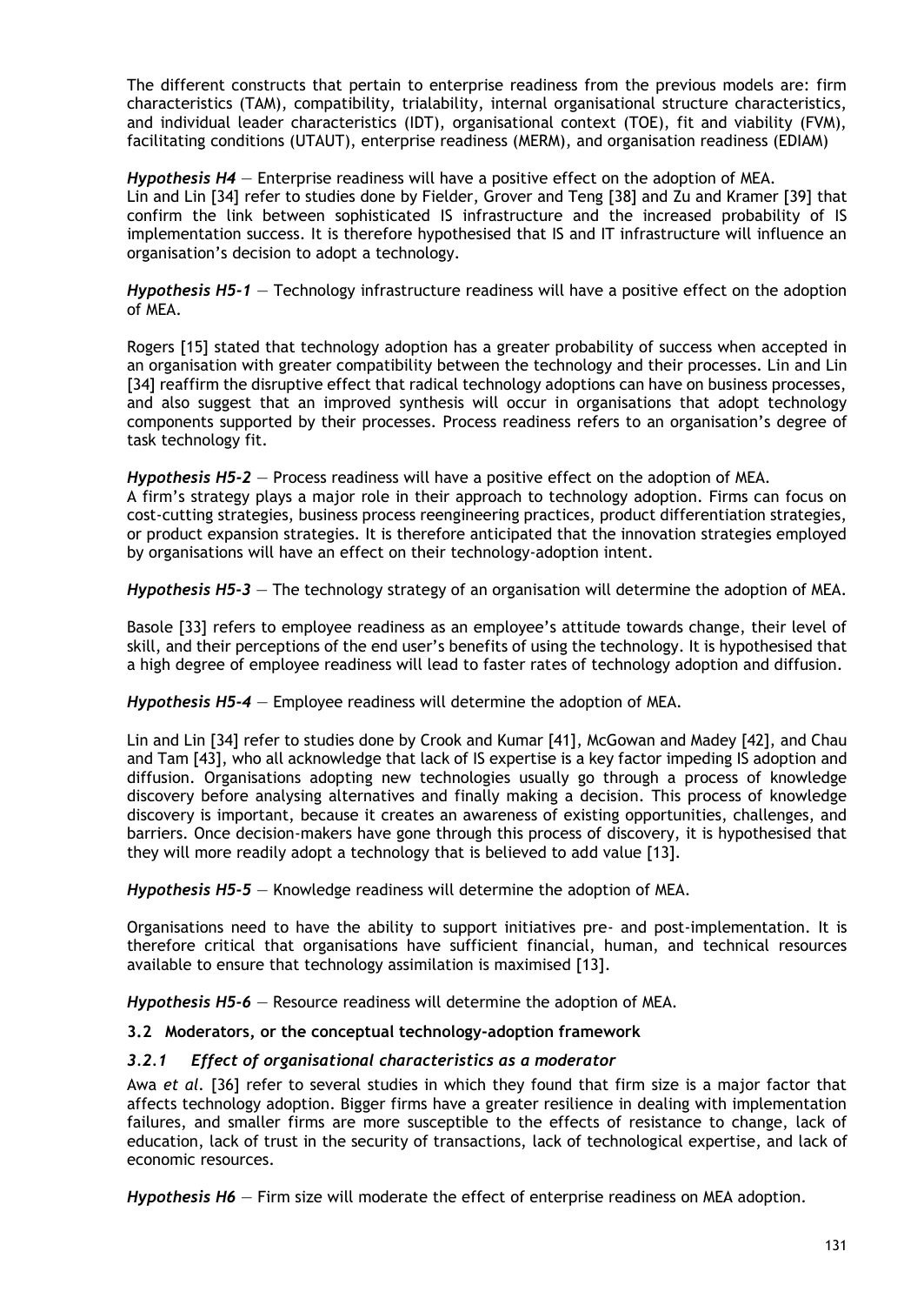The different constructs that pertain to enterprise readiness from the previous models are: firm characteristics (TAM), compatibility, trialability, internal organisational structure characteristics, and individual leader characteristics (IDT), organisational context (TOE), fit and viability (FVM), facilitating conditions (UTAUT), enterprise readiness (MERM), and organisation readiness (EDIAM)

***Hypothesis H4*** — Enterprise readiness will have a positive effect on the adoption of MEA.
Lin and Lin [34] refer to studies done by Fielder, Grover and Teng [38] and Zu and Kramer [39] that confirm the link between sophisticated IS infrastructure and the increased probability of IS implementation success. It is therefore hypothesised that IS and IT infrastructure will influence an organisation's decision to adopt a technology.

***Hypothesis H5-1*** — Technology infrastructure readiness will have a positive effect on the adoption of MEA.

Rogers [15] stated that technology adoption has a greater probability of success when accepted in an organisation with greater compatibility between the technology and their processes. Lin and Lin [34] reaffirm the disruptive effect that radical technology adoptions can have on business processes, and also suggest that an improved synthesis will occur in organisations that adopt technology components supported by their processes. Process readiness refers to an organisation's degree of task technology fit.

***Hypothesis H5-2*** — Process readiness will have a positive effect on the adoption of MEA.
A firm's strategy plays a major role in their approach to technology adoption. Firms can focus on cost-cutting strategies, business process reengineering practices, product differentiation strategies, or product expansion strategies. It is therefore anticipated that the innovation strategies employed by organisations will have an effect on their technology-adoption intent.

***Hypothesis H5-3*** — The technology strategy of an organisation will determine the adoption of MEA.

Basole [33] refers to employee readiness as an employee's attitude towards change, their level of skill, and their perceptions of the end user's benefits of using the technology. It is hypothesised that a high degree of employee readiness will lead to faster rates of technology adoption and diffusion.

***Hypothesis H5-4*** — Employee readiness will determine the adoption of MEA.

Lin and Lin [34] refer to studies done by Crook and Kumar [41], McGowan and Madey [42], and Chau and Tam [43], who all acknowledge that lack of IS expertise is a key factor impeding IS adoption and diffusion. Organisations adopting new technologies usually go through a process of knowledge discovery before analysing alternatives and finally making a decision. This process of knowledge discovery is important, because it creates an awareness of existing opportunities, challenges, and barriers. Once decision-makers have gone through this process of discovery, it is hypothesised that they will more readily adopt a technology that is believed to add value [13].

***Hypothesis H5-5*** — Knowledge readiness will determine the adoption of MEA.

Organisations need to have the ability to support initiatives pre- and post-implementation. It is therefore critical that organisations have sufficient financial, human, and technical resources available to ensure that technology assimilation is maximised [13].

***Hypothesis H5-6*** — Resource readiness will determine the adoption of MEA.

### 3.2 Moderators, or the conceptual technology-adoption framework

#### *3.2.1 Effect of organisational characteristics as a moderator*

Awa *et al.* [36] refer to several studies in which they found that firm size is a major factor that affects technology adoption. Bigger firms have a greater resilience in dealing with implementation failures, and smaller firms are more susceptible to the effects of resistance to change, lack of education, lack of trust in the security of transactions, lack of technological expertise, and lack of economic resources.

***Hypothesis H6*** — Firm size will moderate the effect of enterprise readiness on MEA adoption.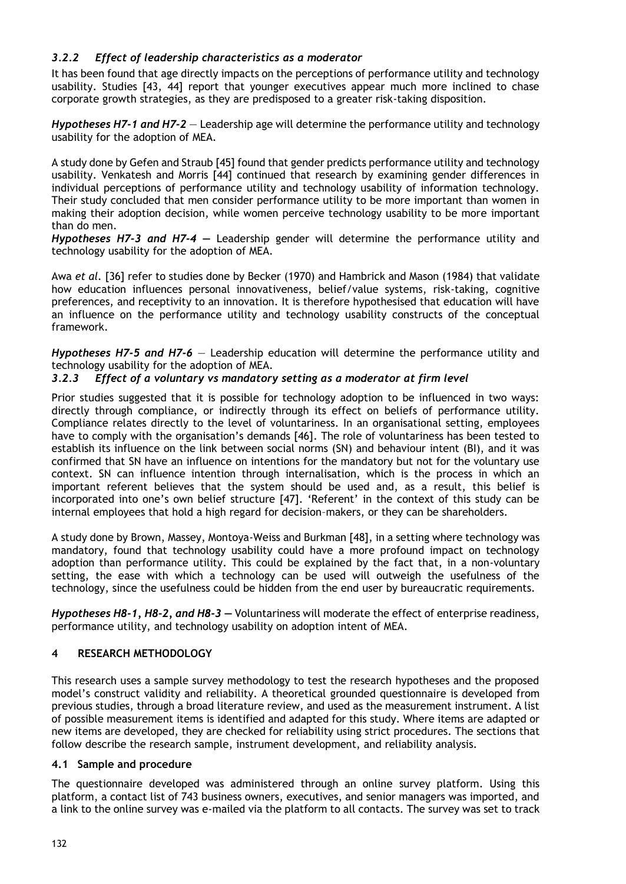### *3.2.2 Effect of leadership characteristics as a moderator*

It has been found that age directly impacts on the perceptions of performance utility and technology usability. Studies [43, 44] report that younger executives appear much more inclined to chase corporate growth strategies, as they are predisposed to a greater risk-taking disposition.

***Hypotheses H7-1 and H7-2*** — Leadership age will determine the performance utility and technology usability for the adoption of MEA.

A study done by Gefen and Straub [45] found that gender predicts performance utility and technology usability. Venkatesh and Morris [44] continued that research by examining gender differences in individual perceptions of performance utility and technology usability of information technology. Their study concluded that men consider performance utility to be more important than women in making their adoption decision, while women perceive technology usability to be more important than do men.

***Hypotheses H7-3 and H7-4*** — Leadership gender will determine the performance utility and technology usability for the adoption of MEA.

Awa *et al.* [36] refer to studies done by Becker (1970) and Hambrick and Mason (1984) that validate how education influences personal innovativeness, belief/value systems, risk-taking, cognitive preferences, and receptivity to an innovation. It is therefore hypothesised that education will have an influence on the performance utility and technology usability constructs of the conceptual framework.

***Hypotheses H7-5 and H7-6*** — Leadership education will determine the performance utility and technology usability for the adoption of MEA.

### *3.2.3 Effect of a voluntary vs mandatory setting as a moderator at firm level*

Prior studies suggested that it is possible for technology adoption to be influenced in two ways: directly through compliance, or indirectly through its effect on beliefs of performance utility. Compliance relates directly to the level of voluntariness. In an organisational setting, employees have to comply with the organisation's demands [46]. The role of voluntariness has been tested to establish its influence on the link between social norms (SN) and behaviour intent (BI), and it was confirmed that SN have an influence on intentions for the mandatory but not for the voluntary use context. SN can influence intention through internalisation, which is the process in which an important referent believes that the system should be used and, as a result, this belief is incorporated into one's own belief structure [47]. 'Referent' in the context of this study can be internal employees that hold a high regard for decision–makers, or they can be shareholders.

A study done by Brown, Massey, Montoya-Weiss and Burkman [48], in a setting where technology was mandatory, found that technology usability could have a more profound impact on technology adoption than performance utility. This could be explained by the fact that, in a non-voluntary setting, the ease with which a technology can be used will outweigh the usefulness of the technology, since the usefulness could be hidden from the end user by bureaucratic requirements.

***Hypotheses H8-1, H8-2, and H8-3*** — Voluntariness will moderate the effect of enterprise readiness, performance utility, and technology usability on adoption intent of MEA.

## 4 RESEARCH METHODOLOGY

This research uses a sample survey methodology to test the research hypotheses and the proposed model's construct validity and reliability. A theoretical grounded questionnaire is developed from previous studies, through a broad literature review, and used as the measurement instrument. A list of possible measurement items is identified and adapted for this study. Where items are adapted or new items are developed, they are checked for reliability using strict procedures. The sections that follow describe the research sample, instrument development, and reliability analysis.

### 4.1 Sample and procedure

The questionnaire developed was administered through an online survey platform. Using this platform, a contact list of 743 business owners, executives, and senior managers was imported, and a link to the online survey was e-mailed via the platform to all contacts. The survey was set to track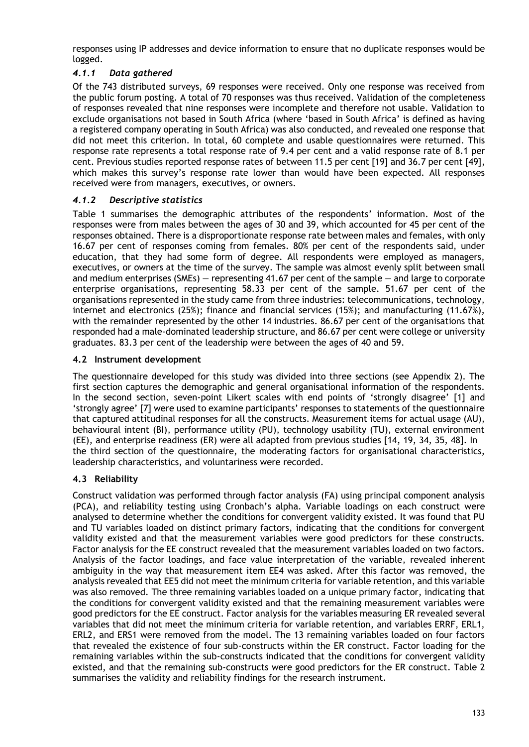responses using IP addresses and device information to ensure that no duplicate responses would be logged.

### *4.1.1 Data gathered*

Of the 743 distributed surveys, 69 responses were received. Only one response was received from the public forum posting. A total of 70 responses was thus received. Validation of the completeness of responses revealed that nine responses were incomplete and therefore not usable. Validation to exclude organisations not based in South Africa (where 'based in South Africa' is defined as having a registered company operating in South Africa) was also conducted, and revealed one response that did not meet this criterion. In total, 60 complete and usable questionnaires were returned. This response rate represents a total response rate of 9.4 per cent and a valid response rate of 8.1 per cent. Previous studies reported response rates of between 11.5 per cent [19] and 36.7 per cent [49], which makes this survey's response rate lower than would have been expected. All responses received were from managers, executives, or owners.

### *4.1.2 Descriptive statistics*

Table 1 summarises the demographic attributes of the respondents' information. Most of the responses were from males between the ages of 30 and 39, which accounted for 45 per cent of the responses obtained. There is a disproportionate response rate between males and females, with only 16.67 per cent of responses coming from females. 80% per cent of the respondents said, under education, that they had some form of degree. All respondents were employed as managers, executives, or owners at the time of the survey. The sample was almost evenly split between small and medium enterprises (SMEs) — representing 41.67 per cent of the sample — and large to corporate enterprise organisations, representing 58.33 per cent of the sample. 51.67 per cent of the organisations represented in the study came from three industries: telecommunications, technology, internet and electronics (25%); finance and financial services (15%); and manufacturing (11.67%), with the remainder represented by the other 14 industries. 86.67 per cent of the organisations that responded had a male-dominated leadership structure, and 86.67 per cent were college or university graduates. 83.3 per cent of the leadership were between the ages of 40 and 59.

### 4.2 Instrument development

The questionnaire developed for this study was divided into three sections (see Appendix 2). The first section captures the demographic and general organisational information of the respondents. In the second section, seven-point Likert scales with end points of 'strongly disagree' [1] and 'strongly agree' [7] were used to examine participants' responses to statements of the questionnaire that captured attitudinal responses for all the constructs. Measurement items for actual usage (AU), behavioural intent (BI), performance utility (PU), technology usability (TU), external environment (EE), and enterprise readiness (ER) were all adapted from previous studies [14, 19, 34, 35, 48]. In the third section of the questionnaire, the moderating factors for organisational characteristics, leadership characteristics, and voluntariness were recorded.

### 4.3 Reliability

Construct validation was performed through factor analysis (FA) using principal component analysis (PCA), and reliability testing using Cronbach's alpha. Variable loadings on each construct were analysed to determine whether the conditions for convergent validity existed. It was found that PU and TU variables loaded on distinct primary factors, indicating that the conditions for convergent validity existed and that the measurement variables were good predictors for these constructs. Factor analysis for the EE construct revealed that the measurement variables loaded on two factors. Analysis of the factor loadings, and face value interpretation of the variable, revealed inherent ambiguity in the way that measurement item EE4 was asked. After this factor was removed, the analysis revealed that EE5 did not meet the minimum criteria for variable retention, and this variable was also removed. The three remaining variables loaded on a unique primary factor, indicating that the conditions for convergent validity existed and that the remaining measurement variables were good predictors for the EE construct. Factor analysis for the variables measuring ER revealed several variables that did not meet the minimum criteria for variable retention, and variables ERRF, ERL1, ERL2, and ERS1 were removed from the model. The 13 remaining variables loaded on four factors that revealed the existence of four sub-constructs within the ER construct. Factor loading for the remaining variables within the sub-constructs indicated that the conditions for convergent validity existed, and that the remaining sub-constructs were good predictors for the ER construct. Table 2 summarises the validity and reliability findings for the research instrument.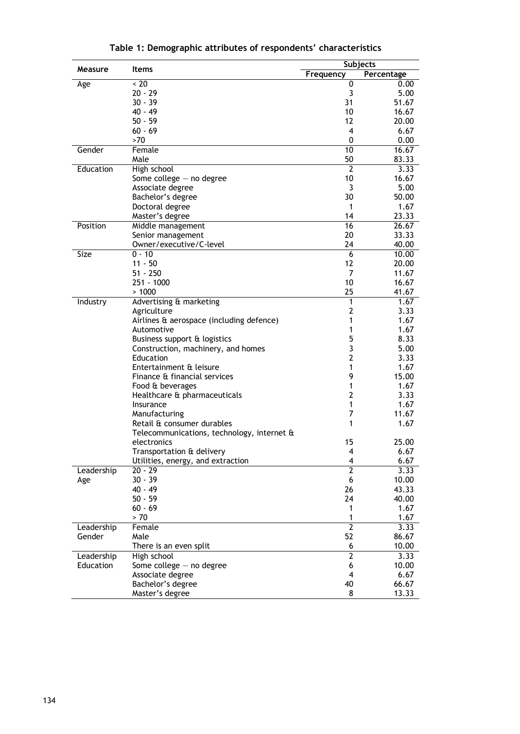**Table 1: Demographic attributes of respondents' characteristics**

| Measure | Items | Subjects | |
|---|---|---|---|
| | | Frequency | Percentage |
| Age | < 20 | 0 | 0.00 |
| | 20 - 29 | 3 | 5.00 |
| | 30 - 39 | 31 | 51.67 |
| | 40 - 49 | 10 | 16.67 |
| | 50 - 59 | 12 | 20.00 |
| | 60 - 69 | 4 | 6.67 |
| | >70 | 0 | 0.00 |
| Gender | Female | 10 | 16.67 |
| | Male | 50 | 83.33 |
| Education | High school | 2 | 3.33 |
| | Some college — no degree | 10 | 16.67 |
| | Associate degree | 3 | 5.00 |
| | Bachelor's degree | 30 | 50.00 |
| | Doctoral degree | 1 | 1.67 |
| | Master's degree | 14 | 23.33 |
| Position | Middle management | 16 | 26.67 |
| | Senior management | 20 | 33.33 |
| | Owner/executive/C-level | 24 | 40.00 |
| Size | 0 - 10 | 6 | 10.00 |
| | 11 - 50 | 12 | 20.00 |
| | 51 - 250 | 7 | 11.67 |
| | 251 - 1000 | 10 | 16.67 |
| | > 1000 | 25 | 41.67 |
| Industry | Advertising & marketing | 1 | 1.67 |
| | Agriculture | 2 | 3.33 |
| | Airlines & aerospace (including defence) | 1 | 1.67 |
| | Automotive | 1 | 1.67 |
| | Business support & logistics | 5 | 8.33 |
| | Construction, machinery, and homes | 3 | 5.00 |
| | Education | 2 | 3.33 |
| | Entertainment & leisure | 1 | 1.67 |
| | Finance & financial services | 9 | 15.00 |
| | Food & beverages | 1 | 1.67 |
| | Healthcare & pharmaceuticals | 2 | 3.33 |
| | Insurance | 1 | 1.67 |
| | Manufacturing | 7 | 11.67 |
| | Retail & consumer durables | 1 | 1.67 |
| | Telecommunications, technology, internet & electronics | 15 | 25.00 |
| | Transportation & delivery | 4 | 6.67 |
| | Utilities, energy, and extraction | 4 | 6.67 |
| Leadership Age | 20 - 29 | 2 | 3.33 |
| | 30 - 39 | 6 | 10.00 |
| | 40 - 49 | 26 | 43.33 |
| | 50 - 59 | 24 | 40.00 |
| | 60 - 69 | 1 | 1.67 |
| | > 70 | 1 | 1.67 |
| Leadership Gender | Female | 2 | 3.33 |
| | Male | 52 | 86.67 |
| | There is an even split | 6 | 10.00 |
| Leadership Education | High school | 2 | 3.33 |
| | Some college — no degree | 6 | 10.00 |
| | Associate degree | 4 | 6.67 |
| | Bachelor's degree | 40 | 66.67 |
| | Master's degree | 8 | 13.33 |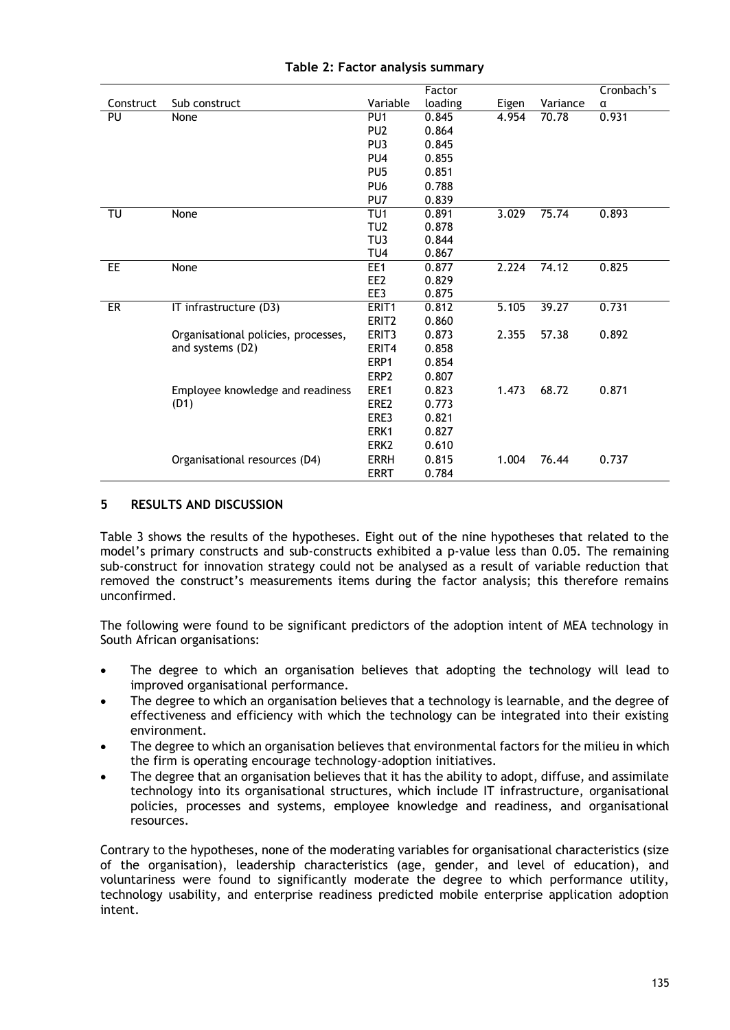**Table 2: Factor analysis summary**

| Construct | Sub construct | Variable | Factor loading | Eigen | Variance | Cronbach's α |
|---|---|---|---|---|---|---|
| PU | None | PU1 | 0.845 | 4.954 | 70.78 | 0.931 |
| | | PU2 | 0.864 | | | |
| | | PU3 | 0.845 | | | |
| | | PU4 | 0.855 | | | |
| | | PU5 | 0.851 | | | |
| | | PU6 | 0.788 | | | |
| | | PU7 | 0.839 | | | |
| TU | None | TU1 | 0.891 | 3.029 | 75.74 | 0.893 |
| | | TU2 | 0.878 | | | |
| | | TU3 | 0.844 | | | |
| | | TU4 | 0.867 | | | |
| EE | None | EE1 | 0.877 | 2.224 | 74.12 | 0.825 |
| | | EE2 | 0.829 | | | |
| | | EE3 | 0.875 | | | |
| ER | IT infrastructure (D3) | ERIT1 | 0.812 | 5.105 | 39.27 | 0.731 |
| | | ERIT2 | 0.860 | | | |
| | Organisational policies, processes, and systems (D2) | ERIT3 | 0.873 | 2.355 | 57.38 | 0.892 |
| | | ERIT4 | 0.858 | | | |
| | | ERP1 | 0.854 | | | |
| | | ERP2 | 0.807 | | | |
| | Employee knowledge and readiness (D1) | ERE1 | 0.823 | 1.473 | 68.72 | 0.871 |
| | | ERE2 | 0.773 | | | |
| | | ERE3 | 0.821 | | | |
| | | ERK1 | 0.827 | | | |
| | | ERK2 | 0.610 | | | |
| | Organisational resources (D4) | ERRH | 0.815 | 1.004 | 76.44 | 0.737 |
| | | ERRT | 0.784 | | | |

## 5 RESULTS AND DISCUSSION

Table 3 shows the results of the hypotheses. Eight out of the nine hypotheses that related to the model's primary constructs and sub-constructs exhibited a p-value less than 0.05. The remaining sub-construct for innovation strategy could not be analysed as a result of variable reduction that removed the construct's measurements items during the factor analysis; this therefore remains unconfirmed.

The following were found to be significant predictors of the adoption intent of MEA technology in South African organisations:

- The degree to which an organisation believes that adopting the technology will lead to improved organisational performance.
- The degree to which an organisation believes that a technology is learnable, and the degree of effectiveness and efficiency with which the technology can be integrated into their existing environment.
- The degree to which an organisation believes that environmental factors for the milieu in which the firm is operating encourage technology-adoption initiatives.
- The degree that an organisation believes that it has the ability to adopt, diffuse, and assimilate technology into its organisational structures, which include IT infrastructure, organisational policies, processes and systems, employee knowledge and readiness, and organisational resources.

Contrary to the hypotheses, none of the moderating variables for organisational characteristics (size of the organisation), leadership characteristics (age, gender, and level of education), and voluntariness were found to significantly moderate the degree to which performance utility, technology usability, and enterprise readiness predicted mobile enterprise application adoption intent.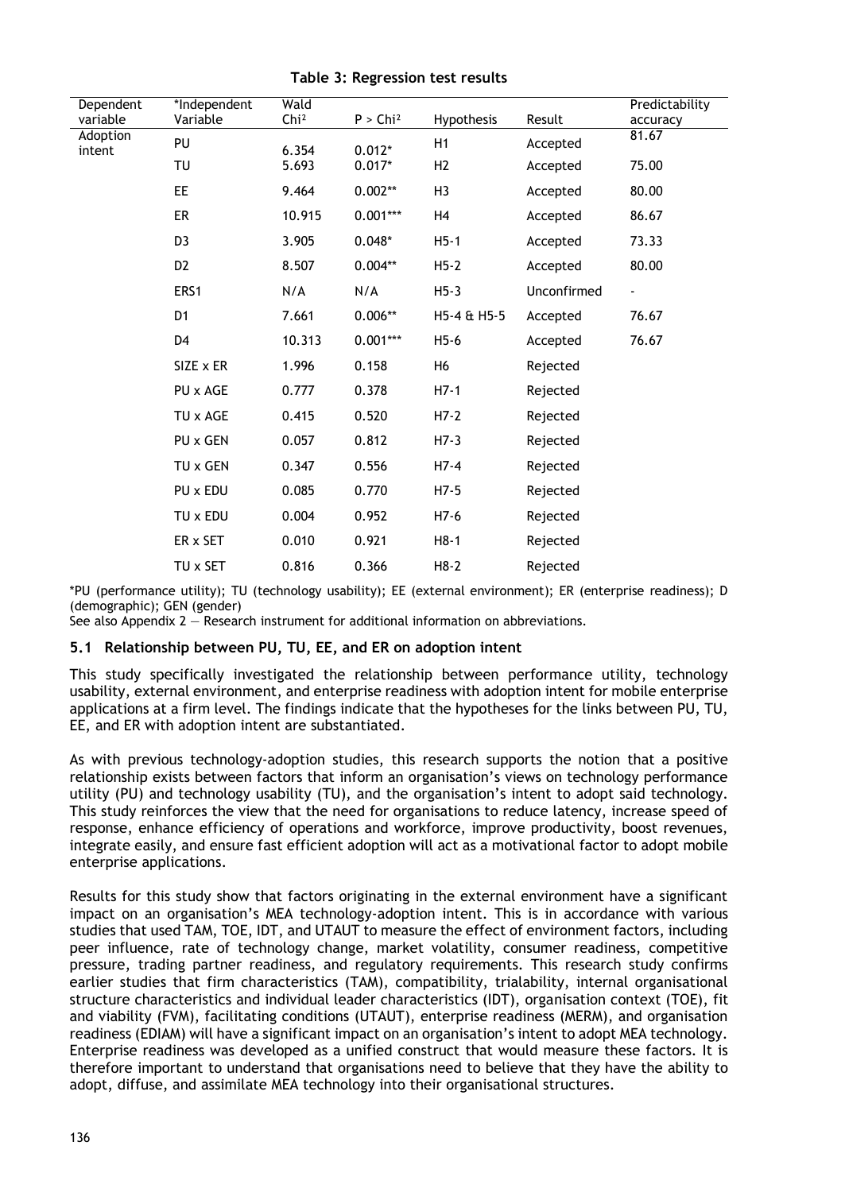**Table 3: Regression test results**

| Dependent variable | *Independent Variable | Wald $Chi^2$ | $P > Chi^2$ | Hypothesis | Result | Predictability accuracy |
|---|---|---|---|---|---|---|
| Adoption intent | PU | 6.354 | 0.012* | H1 | Accepted | 81.67 |
| | TU | 5.693 | 0.017* | H2 | Accepted | 75.00 |
| | EE | 9.464 | 0.002** | H3 | Accepted | 80.00 |
| | ER | 10.915 | 0.001*** | H4 | Accepted | 86.67 |
| | D3 | 3.905 | 0.048* | H5-1 | Accepted | 73.33 |
| | D2 | 8.507 | 0.004** | H5-2 | Accepted | 80.00 |
| | ERS1 | N/A | N/A | H5-3 | Unconfirmed | - |
| | D1 | 7.661 | 0.006** | H5-4 & H5-5 | Accepted | 76.67 |
| | D4 | 10.313 | 0.001*** | H5-6 | Accepted | 76.67 |
| | SIZE x ER | 1.996 | 0.158 | H6 | Rejected | |
| | PU x AGE | 0.777 | 0.378 | H7-1 | Rejected | |
| | TU x AGE | 0.415 | 0.520 | H7-2 | Rejected | |
| | PU x GEN | 0.057 | 0.812 | H7-3 | Rejected | |
| | TU x GEN | 0.347 | 0.556 | H7-4 | Rejected | |
| | PU x EDU | 0.085 | 0.770 | H7-5 | Rejected | |
| | TU x EDU | 0.004 | 0.952 | H7-6 | Rejected | |
| | ER x SET | 0.010 | 0.921 | H8-1 | Rejected | |
| | TU x SET | 0.816 | 0.366 | H8-2 | Rejected | |

*PU (performance utility); TU (technology usability); EE (external environment); ER (enterprise readiness); D (demographic); GEN (gender)

See also Appendix 2 — Research instrument for additional information on abbreviations.

### 5.1 Relationship between PU, TU, EE, and ER on adoption intent

This study specifically investigated the relationship between performance utility, technology usability, external environment, and enterprise readiness with adoption intent for mobile enterprise applications at a firm level. The findings indicate that the hypotheses for the links between PU, TU, EE, and ER with adoption intent are substantiated.

As with previous technology-adoption studies, this research supports the notion that a positive relationship exists between factors that inform an organisation's views on technology performance utility (PU) and technology usability (TU), and the organisation's intent to adopt said technology. This study reinforces the view that the need for organisations to reduce latency, increase speed of response, enhance efficiency of operations and workforce, improve productivity, boost revenues, integrate easily, and ensure fast efficient adoption will act as a motivational factor to adopt mobile enterprise applications.

Results for this study show that factors originating in the external environment have a significant impact on an organisation's MEA technology-adoption intent. This is in accordance with various studies that used TAM, TOE, IDT, and UTAUT to measure the effect of environment factors, including peer influence, rate of technology change, market volatility, consumer readiness, competitive pressure, trading partner readiness, and regulatory requirements. This research study confirms earlier studies that firm characteristics (TAM), compatibility, trialability, internal organisational structure characteristics and individual leader characteristics (IDT), organisation context (TOE), fit and viability (FVM), facilitating conditions (UTAUT), enterprise readiness (MERM), and organisation readiness (EDIAM) will have a significant impact on an organisation's intent to adopt MEA technology. Enterprise readiness was developed as a unified construct that would measure these factors. It is therefore important to understand that organisations need to believe that they have the ability to adopt, diffuse, and assimilate MEA technology into their organisational structures.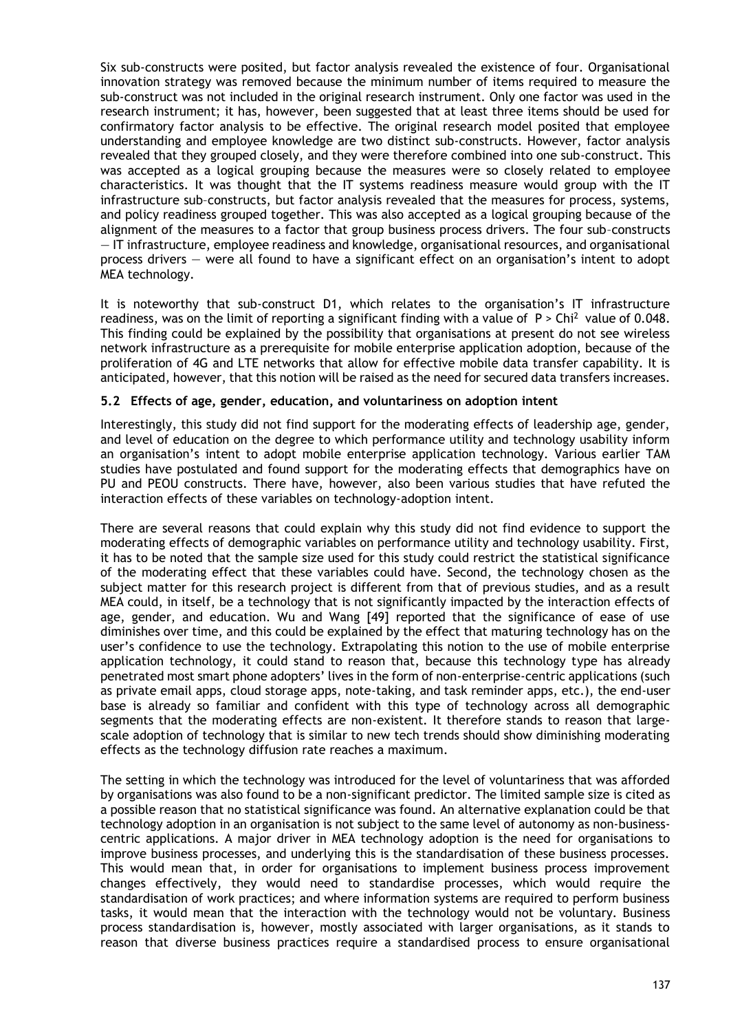Six sub-constructs were posited, but factor analysis revealed the existence of four. Organisational innovation strategy was removed because the minimum number of items required to measure the sub-construct was not included in the original research instrument. Only one factor was used in the research instrument; it has, however, been suggested that at least three items should be used for confirmatory factor analysis to be effective. The original research model posited that employee understanding and employee knowledge are two distinct sub-constructs. However, factor analysis revealed that they grouped closely, and they were therefore combined into one sub-construct. This was accepted as a logical grouping because the measures were so closely related to employee characteristics. It was thought that the IT systems readiness measure would group with the IT infrastructure sub–constructs, but factor analysis revealed that the measures for process, systems, and policy readiness grouped together. This was also accepted as a logical grouping because of the alignment of the measures to a factor that group business process drivers. The four sub–constructs — IT infrastructure, employee readiness and knowledge, organisational resources, and organisational process drivers — were all found to have a significant effect on an organisation's intent to adopt MEA technology.

It is noteworthy that sub-construct D1, which relates to the organisation's IT infrastructure readiness, was on the limit of reporting a significant finding with a value of $P > Chi^2$ value of 0.048. This finding could be explained by the possibility that organisations at present do not see wireless network infrastructure as a prerequisite for mobile enterprise application adoption, because of the proliferation of 4G and LTE networks that allow for effective mobile data transfer capability. It is anticipated, however, that this notion will be raised as the need for secured data transfers increases.

### 5.2 Effects of age, gender, education, and voluntariness on adoption intent

Interestingly, this study did not find support for the moderating effects of leadership age, gender, and level of education on the degree to which performance utility and technology usability inform an organisation's intent to adopt mobile enterprise application technology. Various earlier TAM studies have postulated and found support for the moderating effects that demographics have on PU and PEOU constructs. There have, however, also been various studies that have refuted the interaction effects of these variables on technology-adoption intent.

There are several reasons that could explain why this study did not find evidence to support the moderating effects of demographic variables on performance utility and technology usability. First, it has to be noted that the sample size used for this study could restrict the statistical significance of the moderating effect that these variables could have. Second, the technology chosen as the subject matter for this research project is different from that of previous studies, and as a result MEA could, in itself, be a technology that is not significantly impacted by the interaction effects of age, gender, and education. Wu and Wang [49] reported that the significance of ease of use diminishes over time, and this could be explained by the effect that maturing technology has on the user's confidence to use the technology. Extrapolating this notion to the use of mobile enterprise application technology, it could stand to reason that, because this technology type has already penetrated most smart phone adopters' lives in the form of non-enterprise-centric applications (such as private email apps, cloud storage apps, note-taking, and task reminder apps, etc.), the end-user base is already so familiar and confident with this type of technology across all demographic segments that the moderating effects are non-existent. It therefore stands to reason that large-scale adoption of technology that is similar to new tech trends should show diminishing moderating effects as the technology diffusion rate reaches a maximum.

The setting in which the technology was introduced for the level of voluntariness that was afforded by organisations was also found to be a non-significant predictor. The limited sample size is cited as a possible reason that no statistical significance was found. An alternative explanation could be that technology adoption in an organisation is not subject to the same level of autonomy as non-business-centric applications. A major driver in MEA technology adoption is the need for organisations to improve business processes, and underlying this is the standardisation of these business processes. This would mean that, in order for organisations to implement business process improvement changes effectively, they would need to standardise processes, which would require the standardisation of work practices; and where information systems are required to perform business tasks, it would mean that the interaction with the technology would not be voluntary. Business process standardisation is, however, mostly associated with larger organisations, as it stands to reason that diverse business practices require a standardised process to ensure organisational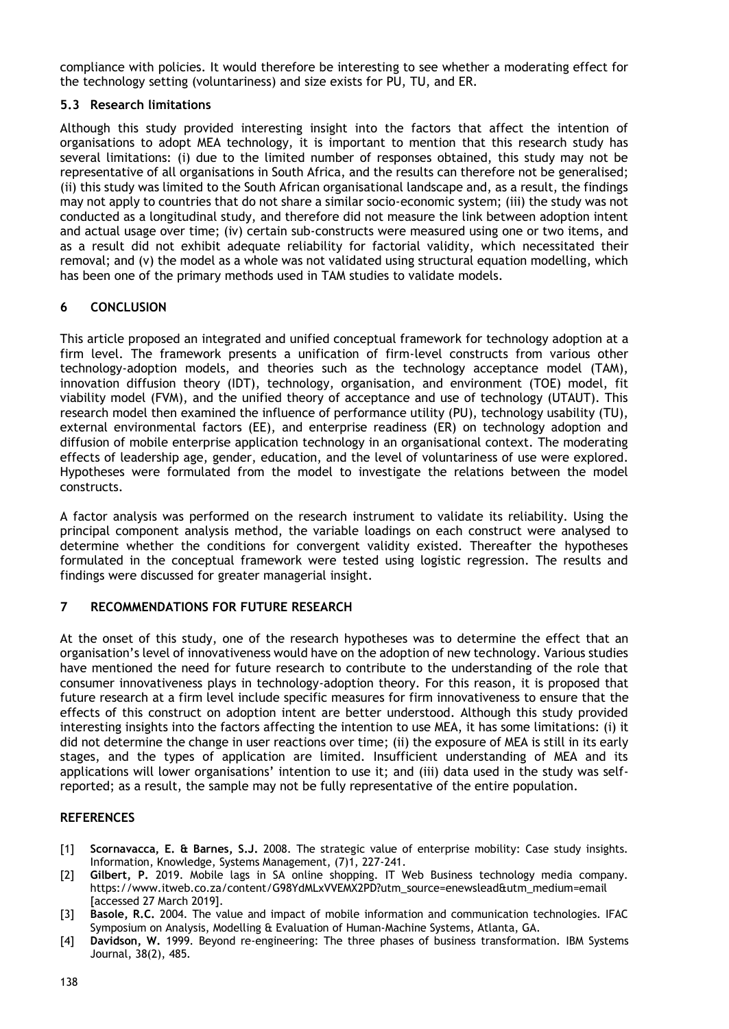compliance with policies. It would therefore be interesting to see whether a moderating effect for the technology setting (voluntariness) and size exists for PU, TU, and ER.

### 5.3 Research limitations

Although this study provided interesting insight into the factors that affect the intention of organisations to adopt MEA technology, it is important to mention that this research study has several limitations: (i) due to the limited number of responses obtained, this study may not be representative of all organisations in South Africa, and the results can therefore not be generalised; (ii) this study was limited to the South African organisational landscape and, as a result, the findings may not apply to countries that do not share a similar socio-economic system; (iii) the study was not conducted as a longitudinal study, and therefore did not measure the link between adoption intent and actual usage over time; (iv) certain sub-constructs were measured using one or two items, and as a result did not exhibit adequate reliability for factorial validity, which necessitated their removal; and (v) the model as a whole was not validated using structural equation modelling, which has been one of the primary methods used in TAM studies to validate models.

## 6 CONCLUSION

This article proposed an integrated and unified conceptual framework for technology adoption at a firm level. The framework presents a unification of firm-level constructs from various other technology-adoption models, and theories such as the technology acceptance model (TAM), innovation diffusion theory (IDT), technology, organisation, and environment (TOE) model, fit viability model (FVM), and the unified theory of acceptance and use of technology (UTAUT). This research model then examined the influence of performance utility (PU), technology usability (TU), external environmental factors (EE), and enterprise readiness (ER) on technology adoption and diffusion of mobile enterprise application technology in an organisational context. The moderating effects of leadership age, gender, education, and the level of voluntariness of use were explored. Hypotheses were formulated from the model to investigate the relations between the model constructs.

A factor analysis was performed on the research instrument to validate its reliability. Using the principal component analysis method, the variable loadings on each construct were analysed to determine whether the conditions for convergent validity existed. Thereafter the hypotheses formulated in the conceptual framework were tested using logistic regression. The results and findings were discussed for greater managerial insight.

## 7 RECOMMENDATIONS FOR FUTURE RESEARCH

At the onset of this study, one of the research hypotheses was to determine the effect that an organisation's level of innovativeness would have on the adoption of new technology. Various studies have mentioned the need for future research to contribute to the understanding of the role that consumer innovativeness plays in technology-adoption theory. For this reason, it is proposed that future research at a firm level include specific measures for firm innovativeness to ensure that the effects of this construct on adoption intent are better understood. Although this study provided interesting insights into the factors affecting the intention to use MEA, it has some limitations: (i) it did not determine the change in user reactions over time; (ii) the exposure of MEA is still in its early stages, and the types of application are limited. Insufficient understanding of MEA and its applications will lower organisations' intention to use it; and (iii) data used in the study was self-reported; as a result, the sample may not be fully representative of the entire population.

## REFERENCES

[1] **Scornavacca, E. & Barnes, S.J.** 2008. The strategic value of enterprise mobility: Case study insights. Information, Knowledge, Systems Management, (7)1, 227-241.

[2] **Gilbert, P.** 2019. Mobile lags in SA online shopping. IT Web Business technology media company. https://www.itweb.co.za/content/G98YdMLxVVEMX2PD?utm_source=enewslead&utm_medium=email [accessed 27 March 2019].

[3] **Basole, R.C.** 2004. The value and impact of mobile information and communication technologies. IFAC Symposium on Analysis, Modelling & Evaluation of Human-Machine Systems, Atlanta, GA.

[4] **Davidson, W.** 1999. Beyond re-engineering: The three phases of business transformation. IBM Systems Journal, 38(2), 485.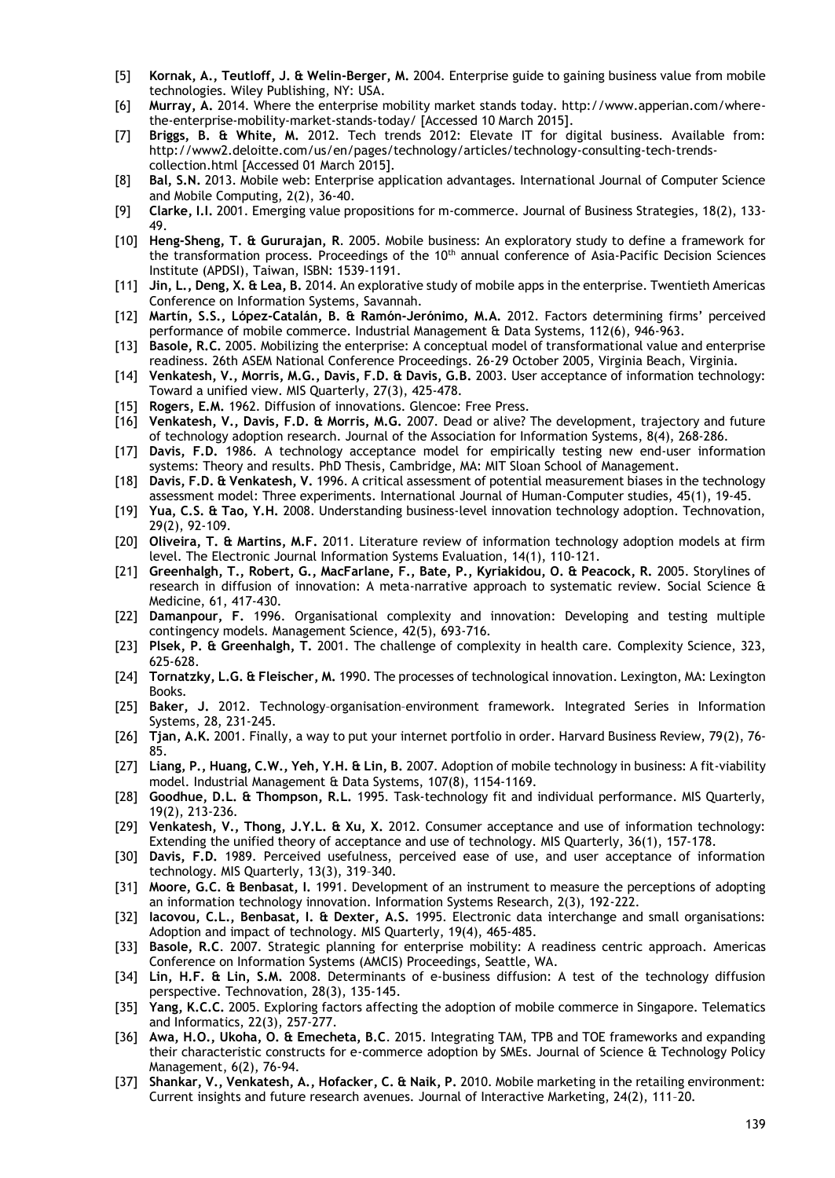[5] **Kornak, A., Teutloff, J. & Welin-Berger, M.** 2004. Enterprise guide to gaining business value from mobile technologies. Wiley Publishing, NY: USA.

[6] **Murray, A.** 2014. Where the enterprise mobility market stands today. http://www.apperian.com/where-the-enterprise-mobility-market-stands-today/ [Accessed 10 March 2015].

[7] **Briggs, B. & White, M.** 2012. Tech trends 2012: Elevate IT for digital business. Available from: http://www2.deloitte.com/us/en/pages/technology/articles/technology-consulting-tech-trends-collection.html [Accessed 01 March 2015].

[8] **Bal, S.N.** 2013. Mobile web: Enterprise application advantages. International Journal of Computer Science and Mobile Computing, 2(2), 36-40.

[9] **Clarke, I.I.** 2001. Emerging value propositions for m-commerce. Journal of Business Strategies, 18(2), 133-49.

[10] **Heng-Sheng, T. & Gururajan, R**. 2005. Mobile business: An exploratory study to define a framework for the transformation process. Proceedings of the 10th annual conference of Asia-Pacific Decision Sciences Institute (APDSI), Taiwan, ISBN: 1539-1191.

[11] **Jin, L., Deng, X. & Lea, B.** 2014. An explorative study of mobile apps in the enterprise. Twentieth Americas Conference on Information Systems, Savannah.

[12] **Martín, S.S., López-Catalán, B. & Ramón-Jerónimo, M.A.** 2012. Factors determining firms' perceived performance of mobile commerce. Industrial Management & Data Systems, 112(6), 946-963.

[13] **Basole, R.C.** 2005. Mobilizing the enterprise: A conceptual model of transformational value and enterprise readiness. 26th ASEM National Conference Proceedings. 26-29 October 2005, Virginia Beach, Virginia.

[14] **Venkatesh, V., Morris, M.G., Davis, F.D. & Davis, G.B.** 2003. User acceptance of information technology: Toward a unified view. MIS Quarterly, 27(3), 425-478.

[15] **Rogers, E.M.** 1962. Diffusion of innovations. Glencoe: Free Press.

[16] **Venkatesh, V., Davis, F.D. & Morris, M.G.** 2007. Dead or alive? The development, trajectory and future of technology adoption research. Journal of the Association for Information Systems, 8(4), 268-286.

[17] **Davis, F.D.** 1986. A technology acceptance model for empirically testing new end-user information systems: Theory and results. PhD Thesis, Cambridge, MA: MIT Sloan School of Management.

[18] **Davis, F.D. & Venkatesh, V.** 1996. A critical assessment of potential measurement biases in the technology assessment model: Three experiments. International Journal of Human-Computer studies, 45(1), 19-45.

[19] **Yua, C.S. & Tao, Y.H.** 2008. Understanding business-level innovation technology adoption. Technovation, 29(2), 92-109.

[20] **Oliveira, T. & Martins, M.F.** 2011. Literature review of information technology adoption models at firm level. The Electronic Journal Information Systems Evaluation, 14(1), 110-121.

[21] **Greenhalgh, T., Robert, G., MacFarlane, F., Bate, P., Kyriakidou, O. & Peacock, R.** 2005. Storylines of research in diffusion of innovation: A meta-narrative approach to systematic review. Social Science & Medicine, 61, 417-430.

[22] **Damanpour, F.** 1996. Organisational complexity and innovation: Developing and testing multiple contingency models. Management Science, 42(5), 693-716.

[23] **Plsek, P. & Greenhalgh, T.** 2001. The challenge of complexity in health care. Complexity Science, 323, 625-628.

[24] **Tornatzky, L.G. & Fleischer, M.** 1990. The processes of technological innovation. Lexington, MA: Lexington Books.

[25] **Baker, J.** 2012. Technology–organisation–environment framework. Integrated Series in Information Systems, 28, 231-245.

[26] **Tjan, A.K.** 2001. Finally, a way to put your internet portfolio in order. Harvard Business Review, 79(2), 76-85.

[27] **Liang, P., Huang, C.W., Yeh, Y.H. & Lin, B.** 2007. Adoption of mobile technology in business: A fit-viability model. Industrial Management & Data Systems, 107(8), 1154-1169.

[28] **Goodhue, D.L. & Thompson, R.L.** 1995. Task-technology fit and individual performance. MIS Quarterly, 19(2), 213-236.

[29] **Venkatesh, V., Thong, J.Y.L. & Xu, X.** 2012. Consumer acceptance and use of information technology: Extending the unified theory of acceptance and use of technology. MIS Quarterly, 36(1), 157-178.

[30] **Davis, F.D.** 1989. Perceived usefulness, perceived ease of use, and user acceptance of information technology. MIS Quarterly, 13(3), 319–340.

[31] **Moore, G.C. & Benbasat, I.** 1991. Development of an instrument to measure the perceptions of adopting an information technology innovation. Information Systems Research, 2(3), 192-222.

[32] **Iacovou, C.L., Benbasat, I. & Dexter, A.S.** 1995. Electronic data interchange and small organisations: Adoption and impact of technology. MIS Quarterly, 19(4), 465-485.

[33] **Basole, R.C**. 2007. Strategic planning for enterprise mobility: A readiness centric approach. Americas Conference on Information Systems (AMCIS) Proceedings, Seattle, WA.

[34] **Lin, H.F. & Lin, S.M.** 2008. Determinants of e-business diffusion: A test of the technology diffusion perspective. Technovation, 28(3), 135-145.

[35] **Yang, K.C.C.** 2005. Exploring factors affecting the adoption of mobile commerce in Singapore. Telematics and Informatics, 22(3), 257-277.

[36] **Awa, H.O., Ukoha, O. & Emecheta, B.C**. 2015. Integrating TAM, TPB and TOE frameworks and expanding their characteristic constructs for e-commerce adoption by SMEs. Journal of Science & Technology Policy Management, 6(2), 76-94.

[37] **Shankar, V., Venkatesh, A., Hofacker, C. & Naik, P.** 2010. Mobile marketing in the retailing environment: Current insights and future research avenues. Journal of Interactive Marketing, 24(2), 111–20.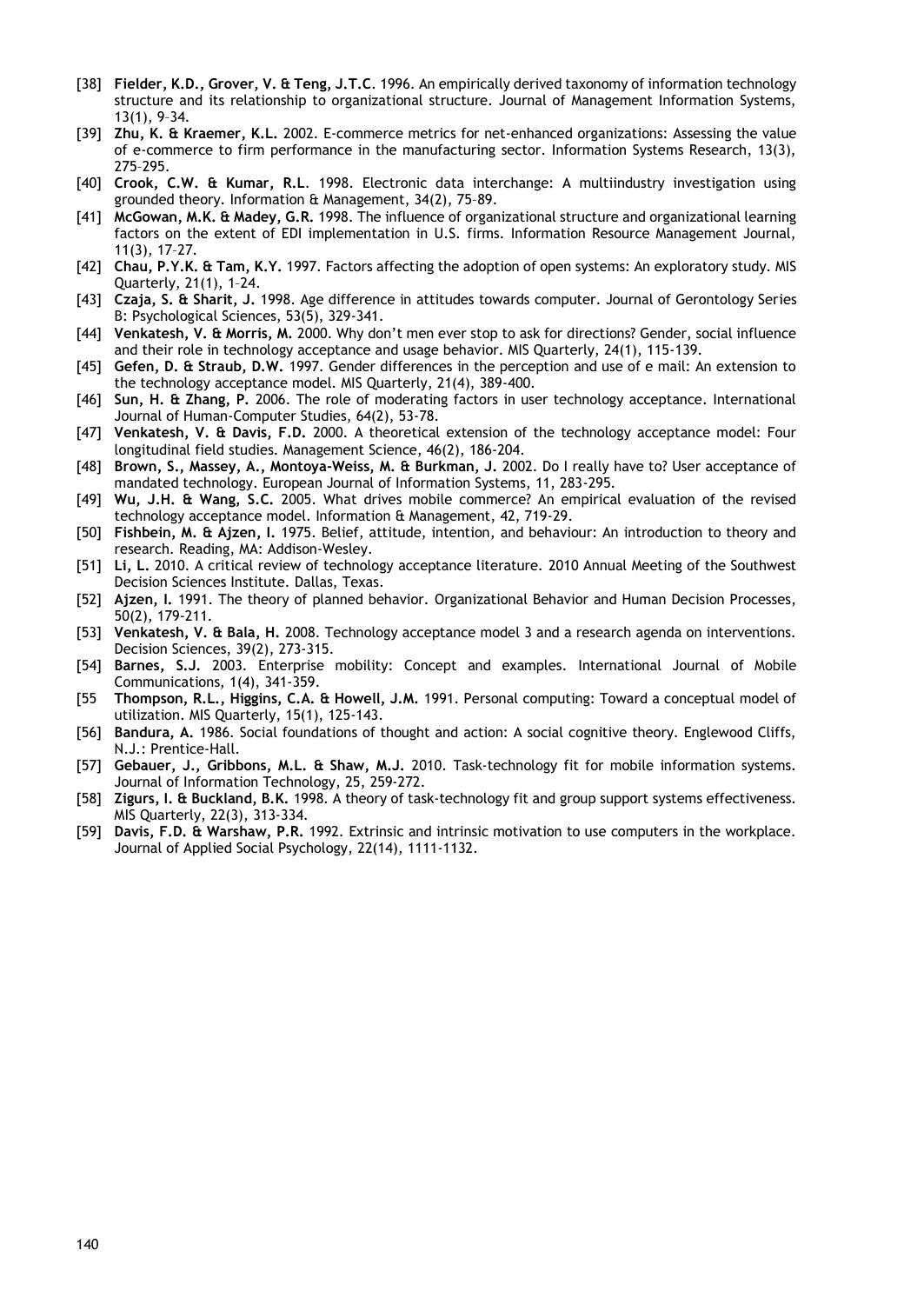[38] **Fielder, K.D., Grover, V. & Teng, J.T.C**. 1996. An empirically derived taxonomy of information technology structure and its relationship to organizational structure. Journal of Management Information Systems, 13(1), 9–34.

[39] **Zhu, K. & Kraemer, K.L.** 2002. E-commerce metrics for net-enhanced organizations: Assessing the value of e-commerce to firm performance in the manufacturing sector. Information Systems Research, 13(3), 275–295.

[40] **Crook, C.W. & Kumar, R.L**. 1998. Electronic data interchange: A multiindustry investigation using grounded theory. Information & Management, 34(2), 75–89.

[41] **McGowan, M.K. & Madey, G.R.** 1998. The influence of organizational structure and organizational learning factors on the extent of EDI implementation in U.S. firms. Information Resource Management Journal, 11(3), 17–27.

[42] **Chau, P.Y.K. & Tam, K.Y.** 1997. Factors affecting the adoption of open systems: An exploratory study. MIS Quarterly, 21(1), 1–24.

[43] **Czaja, S. & Sharit, J.** 1998. Age difference in attitudes towards computer. Journal of Gerontology Series B: Psychological Sciences, 53(5), 329-341.

[44] **Venkatesh, V. & Morris, M.** 2000. Why don't men ever stop to ask for directions? Gender, social influence and their role in technology acceptance and usage behavior. MIS Quarterly, 24(1), 115-139.

[45] **Gefen, D. & Straub, D.W.** 1997. Gender differences in the perception and use of e mail: An extension to the technology acceptance model. MIS Quarterly, 21(4), 389-400.

[46] **Sun, H. & Zhang, P.** 2006. The role of moderating factors in user technology acceptance. International Journal of Human-Computer Studies, 64(2), 53-78.

[47] **Venkatesh, V. & Davis, F.D.** 2000. A theoretical extension of the technology acceptance model: Four longitudinal field studies. Management Science, 46(2), 186-204.

[48] **Brown, S., Massey, A., Montoya-Weiss, M. & Burkman, J.** 2002. Do I really have to? User acceptance of mandated technology. European Journal of Information Systems, 11, 283-295.

[49] **Wu, J.H. & Wang, S.C.** 2005. What drives mobile commerce? An empirical evaluation of the revised technology acceptance model. Information & Management, 42, 719-29.

[50] **Fishbein, M. & Ajzen, I.** 1975. Belief, attitude, intention, and behaviour: An introduction to theory and research. Reading, MA: Addison-Wesley.

[51] **Li, L.** 2010. A critical review of technology acceptance literature. 2010 Annual Meeting of the Southwest Decision Sciences Institute. Dallas, Texas.

[52] **Ajzen, I.** 1991. The theory of planned behavior. Organizational Behavior and Human Decision Processes, 50(2), 179-211.

[53] **Venkatesh, V. & Bala, H.** 2008. Technology acceptance model 3 and a research agenda on interventions. Decision Sciences, 39(2), 273-315.

[54] **Barnes, S.J.** 2003. Enterprise mobility: Concept and examples. International Journal of Mobile Communications, 1(4), 341-359.

[55 **Thompson, R.L., Higgins, C.A. & Howell, J.M.** 1991. Personal computing: Toward a conceptual model of utilization. MIS Quarterly, 15(1), 125-143.

[56] **Bandura, A.** 1986. Social foundations of thought and action: A social cognitive theory. Englewood Cliffs, N.J.: Prentice-Hall.

[57] **Gebauer, J., Gribbons, M.L. & Shaw, M.J.** 2010. Task-technology fit for mobile information systems. Journal of Information Technology, 25, 259-272.

[58] **Zigurs, I. & Buckland, B.K.** 1998. A theory of task-technology fit and group support systems effectiveness. MIS Quarterly, 22(3), 313-334.

[59] **Davis, F.D. & Warshaw, P.R.** 1992. Extrinsic and intrinsic motivation to use computers in the workplace. Journal of Applied Social Psychology, 22(14), 1111-1132.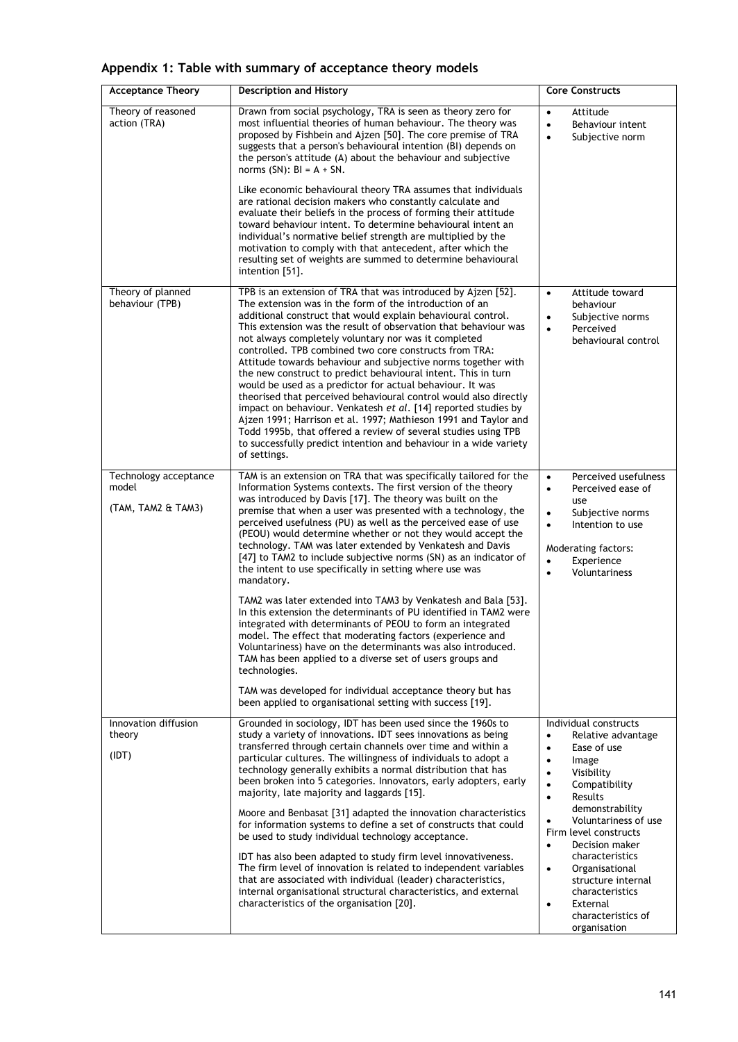## Appendix 1: Table with summary of acceptance theory models

| Acceptance Theory | Description and History | Core Constructs |
|---|---|---|
| Theory of reasoned action (TRA) | Drawn from social psychology, TRA is seen as theory zero for most influential theories of human behaviour. The theory was proposed by Fishbein and Ajzen [50]. The core premise of TRA suggests that a person's behavioural intention (BI) depends on the person's attitude (A) about the behaviour and subjective norms (SN): BI = A + SN.<br><br>Like economic behavioural theory TRA assumes that individuals are rational decision makers who constantly calculate and evaluate their beliefs in the process of forming their attitude toward behaviour intent. To determine behavioural intent an individual's normative belief strength are multiplied by the motivation to comply with that antecedent, after which the resulting set of weights are summed to determine behavioural intention [51]. | • Attitude<br>• Behaviour intent<br>• Subjective norm |
| Theory of planned behaviour (TPB) | TPB is an extension of TRA that was introduced by Ajzen [52]. The extension was in the form of the introduction of an additional construct that would explain behavioural control. This extension was the result of observation that behaviour was not always completely voluntary nor was it completed controlled. TPB combined two core constructs from TRA: Attitude towards behaviour and subjective norms together with the new construct to predict behavioural intent. This in turn would be used as a predictor for actual behaviour. It was theorised that perceived behavioural control would also directly impact on behaviour. Venkatesh *et al*. [14] reported studies by Ajzen 1991; Harrison et al. 1997; Mathieson 1991 and Taylor and Todd 1995b, that offered a review of several studies using TPB to successfully predict intention and behaviour in a wide variety of settings. | • Attitude toward behaviour<br>• Subjective norms<br>• Perceived behavioural control |
| Technology acceptance model<br><br>(TAM, TAM2 & TAM3) | TAM is an extension on TRA that was specifically tailored for the Information Systems contexts. The first version of the theory was introduced by Davis [17]. The theory was built on the premise that when a user was presented with a technology, the perceived usefulness (PU) as well as the perceived ease of use (PEOU) would determine whether or not they would accept the technology. TAM was later extended by Venkatesh and Davis [47] to TAM2 to include subjective norms (SN) as an indicator of the intent to use specifically in setting where use was mandatory.<br><br>TAM2 was later extended into TAM3 by Venkatesh and Bala [53]. In this extension the determinants of PU identified in TAM2 were integrated with determinants of PEOU to form an integrated model. The effect that moderating factors (experience and Voluntariness) have on the determinants was also introduced. TAM has been applied to a diverse set of users groups and technologies.<br><br>TAM was developed for individual acceptance theory but has been applied to organisational setting with success [19]. | • Perceived usefulness<br>• Perceived ease of use<br>• Subjective norms<br>• Intention to use<br><br>Moderating factors:<br>• Experience<br>• Voluntariness |
| Innovation diffusion theory<br><br>(IDT) | Grounded in sociology, IDT has been used since the 1960s to study a variety of innovations. IDT sees innovations as being transferred through certain channels over time and within a particular cultures. The willingness of individuals to adopt a technology generally exhibits a normal distribution that has been broken into 5 categories. Innovators, early adopters, early majority, late majority and laggards [15].<br><br>Moore and Benbasat [31] adapted the innovation characteristics for information systems to define a set of constructs that could be used to study individual technology acceptance.<br><br>IDT has also been adapted to study firm level innovativeness. The firm level of innovation is related to independent variables that are associated with individual (leader) characteristics, internal organisational structural characteristics, and external characteristics of the organisation [20]. | Individual constructs<br>• Relative advantage<br>• Ease of use<br>• Image<br>• Visibility<br>• Compatibility<br>• Results demonstrability<br>• Voluntariness of use<br>Firm level constructs<br>• Decision maker characteristics<br>• Organisational structure internal characteristics<br>• External characteristics of organisation |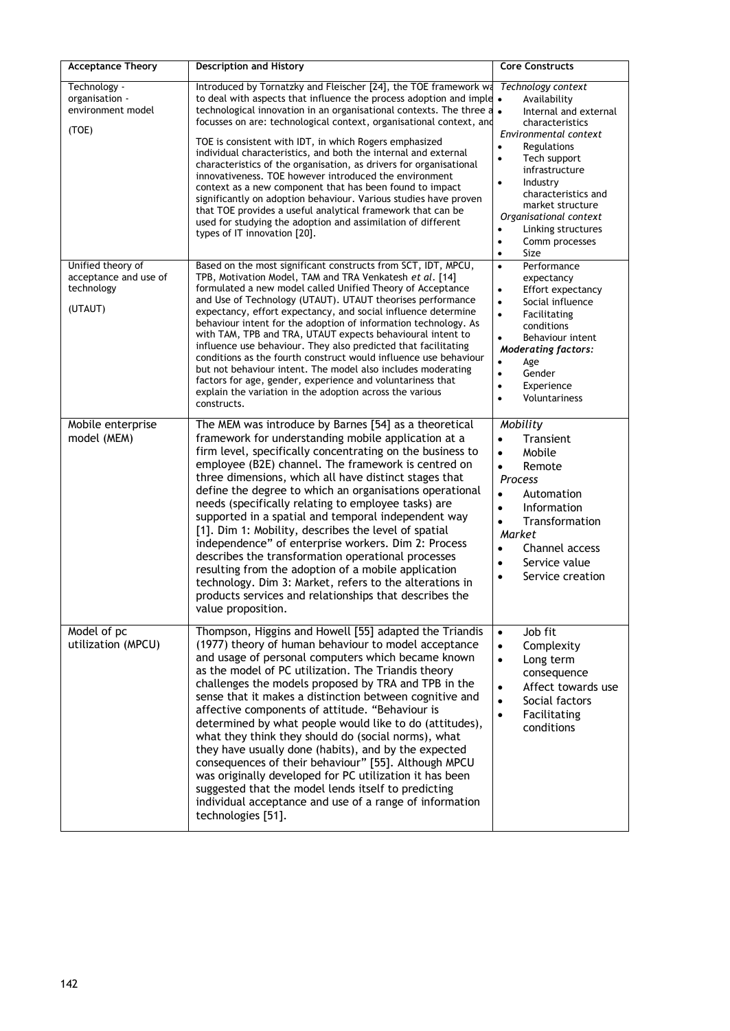| Acceptance Theory | Description and History | Core Constructs |
|---|---|---|
| Technology - organisation - environment model (TOE) | Introduced by Tornatzky and Fleischer [24], the TOE framework wa to deal with aspects that influence the process adoption and imple technological innovation in an organisational contexts. The three a focusses on are: technological context, organisational context, and<br><br>TOE is consistent with IDT, in which Rogers emphasized individual characteristics, and both the internal and external characteristics of the organisation, as drivers for organisational innovativeness. TOE however introduced the environment context as a new component that has been found to impact significantly on adoption behaviour. Various studies have proven that TOE provides a useful analytical framework that can be used for studying the adoption and assimilation of different types of IT innovation [20]. | *Technology context*<br>• Availability<br>• Internal and external characteristics<br>*Environmental context*<br>• Regulations<br>• Tech support infrastructure<br>• Industry characteristics and market structure<br>*Organisational context*<br>• Linking structures<br>• Comm processes<br>• Size |
| Unified theory of acceptance and use of technology (UTAUT) | Based on the most significant constructs from SCT, IDT, MPCU, TPB, Motivation Model, TAM and TRA Venkatesh *et al*. [14] formulated a new model called Unified Theory of Acceptance and Use of Technology (UTAUT). UTAUT theorises performance expectancy, effort expectancy, and social influence determine behaviour intent for the adoption of information technology. As with TAM, TPB and TRA, UTAUT expects behavioural intent to influence use behaviour. They also predicted that facilitating conditions as the fourth construct would influence use behaviour but not behaviour intent. The model also includes moderating factors for age, gender, experience and voluntariness that explain the variation in the adoption across the various constructs. | • Performance expectancy<br>• Effort expectancy<br>• Social influence<br>• Facilitating conditions<br>• Behaviour intent<br>***Moderating factors:***<br>• Age<br>• Gender<br>• Experience<br>• Voluntariness |
| Mobile enterprise model (MEM) | The MEM was introduce by Barnes [54] as a theoretical framework for understanding mobile application at a firm level, specifically concentrating on the business to employee (B2E) channel. The framework is centred on three dimensions, which all have distinct stages that define the degree to which an organisations operational needs (specifically relating to employee tasks) are supported in a spatial and temporal independent way [1]. Dim 1: Mobility, describes the level of spatial independence" of enterprise workers. Dim 2: Process describes the transformation operational processes resulting from the adoption of a mobile application technology. Dim 3: Market, refers to the alterations in products services and relationships that describes the value proposition. | *Mobility*<br>• Transient<br>• Mobile<br>• Remote<br>*Process*<br>• Automation<br>• Information<br>• Transformation<br>*Market*<br>• Channel access<br>• Service value<br>• Service creation |
| Model of pc utilization (MPCU) | Thompson, Higgins and Howell [55] adapted the Triandis (1977) theory of human behaviour to model acceptance and usage of personal computers which became known as the model of PC utilization. The Triandis theory challenges the models proposed by TRA and TPB in the sense that it makes a distinction between cognitive and affective components of attitude. "Behaviour is determined by what people would like to do (attitudes), what they think they should do (social norms), what they have usually done (habits), and by the expected consequences of their behaviour" [55]. Although MPCU was originally developed for PC utilization it has been suggested that the model lends itself to predicting individual acceptance and use of a range of information technologies [51]. | • Job fit<br>• Complexity<br>• Long term consequence<br>• Affect towards use<br>• Social factors<br>• Facilitating conditions |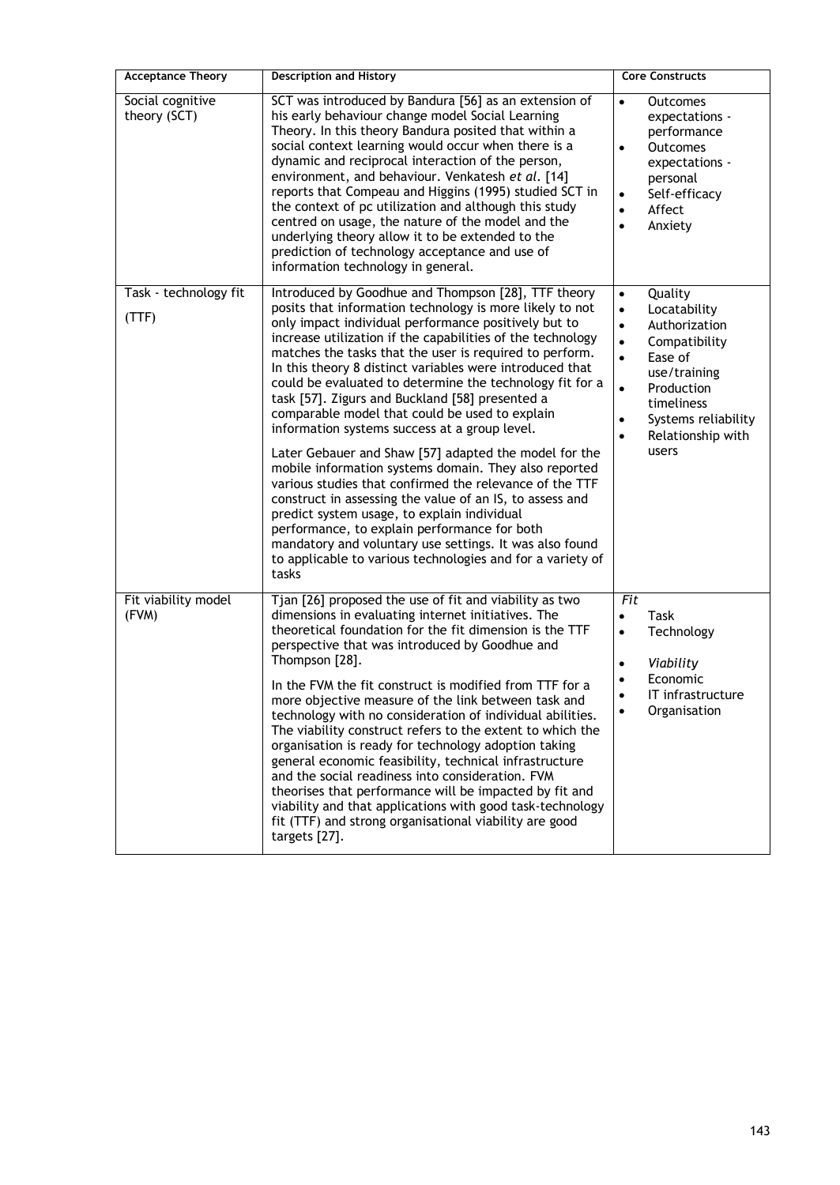| Acceptance Theory | Description and History | Core Constructs |
|---|---|---|
| Social cognitive theory (SCT) | SCT was introduced by Bandura [56] as an extension of his early behaviour change model Social Learning Theory. In this theory Bandura posited that within a social context learning would occur when there is a dynamic and reciprocal interaction of the person, environment, and behaviour. Venkatesh *et al.* [14] reports that Compeau and Higgins (1995) studied SCT in the context of pc utilization and although this study centred on usage, the nature of the model and the underlying theory allow it to be extended to the prediction of technology acceptance and use of information technology in general. | • Outcomes expectations - performance<br>• Outcomes expectations - personal<br>• Self-efficacy<br>• Affect<br>• Anxiety |
| Task - technology fit (TTF) | Introduced by Goodhue and Thompson [28], TTF theory posits that information technology is more likely to not only impact individual performance positively but to increase utilization if the capabilities of the technology matches the tasks that the user is required to perform. In this theory 8 distinct variables were introduced that could be evaluated to determine the technology fit for a task [57]. Zigurs and Buckland [58] presented a comparable model that could be used to explain information systems success at a group level.<br><br>Later Gebauer and Shaw [57] adapted the model for the mobile information systems domain. They also reported various studies that confirmed the relevance of the TTF construct in assessing the value of an IS, to assess and predict system usage, to explain individual performance, to explain performance for both mandatory and voluntary use settings. It was also found to applicable to various technologies and for a variety of tasks | • Quality<br>• Locatability<br>• Authorization<br>• Compatibility<br>• Ease of use/training<br>• Production timeliness<br>• Systems reliability<br>• Relationship with users |
| Fit viability model (FVM) | Tjan [26] proposed the use of fit and viability as two dimensions in evaluating internet initiatives. The theoretical foundation for the fit dimension is the TTF perspective that was introduced by Goodhue and Thompson [28].<br><br>In the FVM the fit construct is modified from TTF for a more objective measure of the link between task and technology with no consideration of individual abilities. The viability construct refers to the extent to which the organisation is ready for technology adoption taking general economic feasibility, technical infrastructure and the social readiness into consideration. FVM theorises that performance will be impacted by fit and viability and that applications with good task-technology fit (TTF) and strong organisational viability are good targets [27]. | *Fit*<br>• Task<br>• Technology<br><br>• *Viability*<br>• Economic<br>• IT infrastructure<br>• Organisation |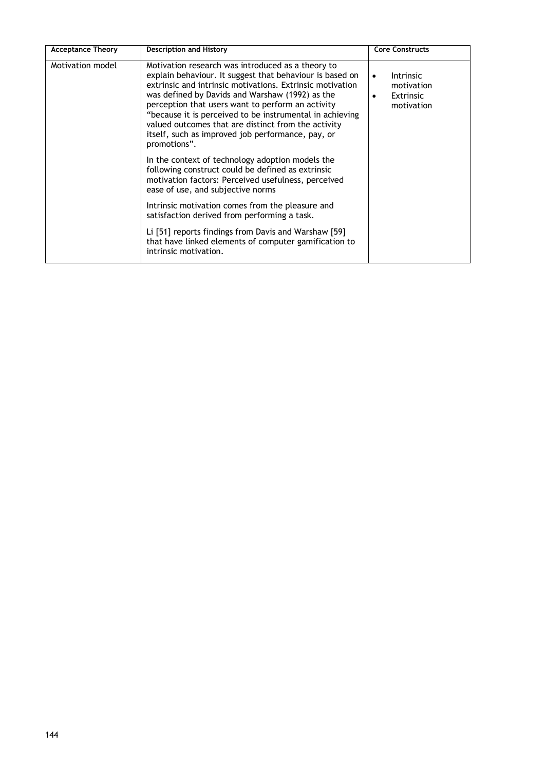| Acceptance Theory | Description and History | Core Constructs |
|---|---|---|
| Motivation model | Motivation research was introduced as a theory to explain behaviour. It suggest that behaviour is based on extrinsic and intrinsic motivations. Extrinsic motivation was defined by Davids and Warshaw (1992) as the perception that users want to perform an activity "because it is perceived to be instrumental in achieving valued outcomes that are distinct from the activity itself, such as improved job performance, pay, or promotions".<br><br>In the context of technology adoption models the following construct could be defined as extrinsic motivation factors: Perceived usefulness, perceived ease of use, and subjective norms<br><br>Intrinsic motivation comes from the pleasure and satisfaction derived from performing a task.<br><br>Li [51] reports findings from Davis and Warshaw [59] that have linked elements of computer gamification to intrinsic motivation. | • Intrinsic motivation<br>• Extrinsic motivation |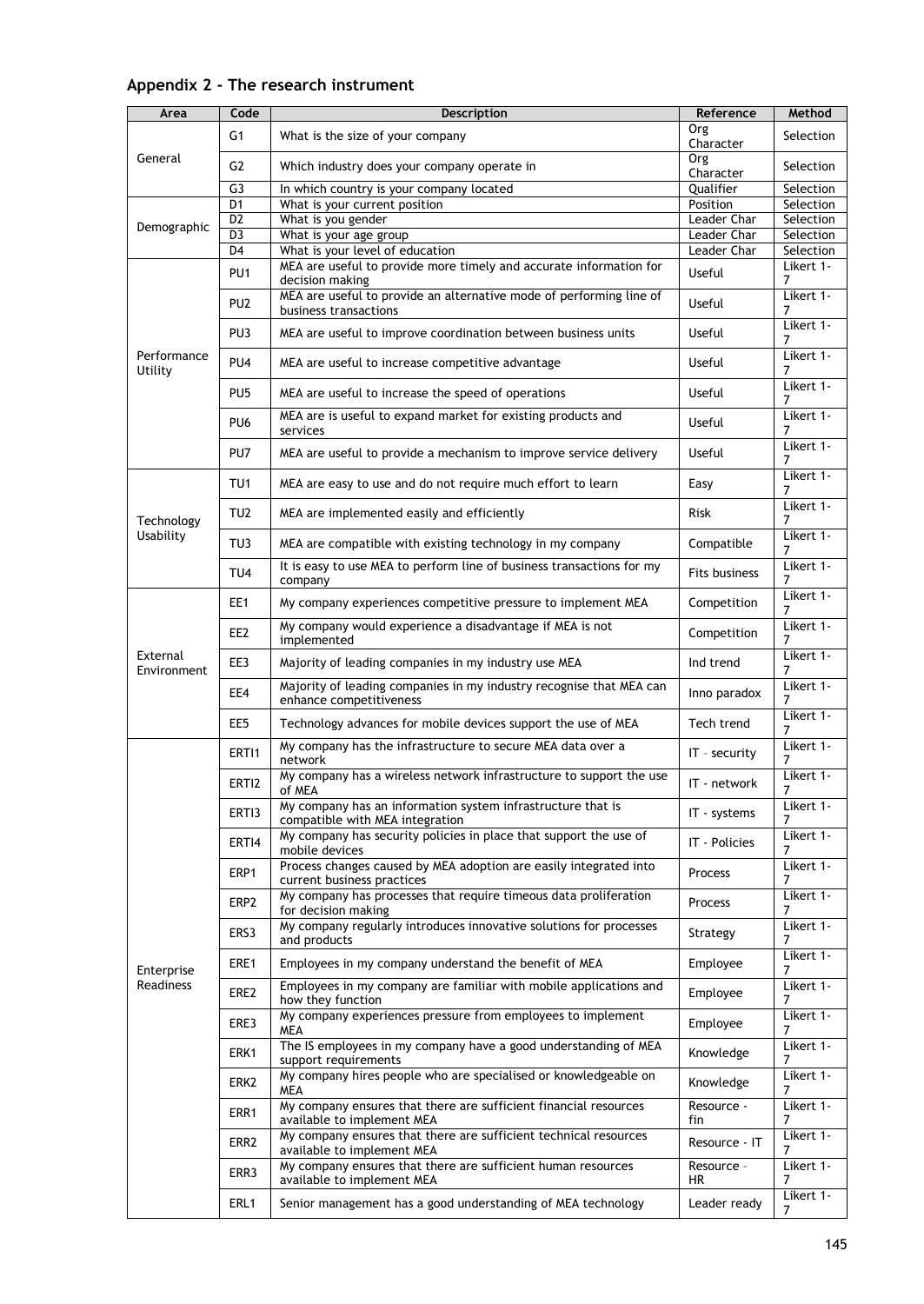## Appendix 2 - The research instrument

| Area | Code | Description | Reference | Method |
|---|---|---|---|---|
| General | G1 | What is the size of your company | Org Character | Selection |
| | G2 | Which industry does your company operate in | Org Character | Selection |
| | G3 | In which country is your company located | Qualifier | Selection |
| Demographic | D1 | What is your current position | Position | Selection |
| | D2 | What is you gender | Leader Char | Selection |
| | D3 | What is your age group | Leader Char | Selection |
| | D4 | What is your level of education | Leader Char | Selection |
| Performance Utility | PU1 | MEA are useful to provide more timely and accurate information for decision making | Useful | Likert 1-7 |
| | PU2 | MEA are useful to provide an alternative mode of performing line of business transactions | Useful | Likert 1-7 |
| | PU3 | MEA are useful to improve coordination between business units | Useful | Likert 1-7 |
| | PU4 | MEA are useful to increase competitive advantage | Useful | Likert 1-7 |
| | PU5 | MEA are useful to increase the speed of operations | Useful | Likert 1-7 |
| | PU6 | MEA are is useful to expand market for existing products and services | Useful | Likert 1-7 |
| | PU7 | MEA are useful to provide a mechanism to improve service delivery | Useful | Likert 1-7 |
| Technology Usability | TU1 | MEA are easy to use and do not require much effort to learn | Easy | Likert 1-7 |
| | TU2 | MEA are implemented easily and efficiently | Risk | Likert 1-7 |
| | TU3 | MEA are compatible with existing technology in my company | Compatible | Likert 1-7 |
| | TU4 | It is easy to use MEA to perform line of business transactions for my company | Fits business | Likert 1-7 |
| External Environment | EE1 | My company experiences competitive pressure to implement MEA | Competition | Likert 1-7 |
| | EE2 | My company would experience a disadvantage if MEA is not implemented | Competition | Likert 1-7 |
| | EE3 | Majority of leading companies in my industry use MEA | Ind trend | Likert 1-7 |
| | EE4 | Majority of leading companies in my industry recognise that MEA can enhance competitiveness | Inno paradox | Likert 1-7 |
| | EE5 | Technology advances for mobile devices support the use of MEA | Tech trend | Likert 1-7 |
| Enterprise Readiness | ERTI1 | My company has the infrastructure to secure MEA data over a network | IT – security | Likert 1-7 |
| | ERTI2 | My company has a wireless network infrastructure to support the use of MEA | IT - network | Likert 1-7 |
| | ERTI3 | My company has an information system infrastructure that is compatible with MEA integration | IT - systems | Likert 1-7 |
| | ERTI4 | My company has security policies in place that support the use of mobile devices | IT - Policies | Likert 1-7 |
| | ERP1 | Process changes caused by MEA adoption are easily integrated into current business practices | Process | Likert 1-7 |
| | ERP2 | My company has processes that require timeous data proliferation for decision making | Process | Likert 1-7 |
| | ERS3 | My company regularly introduces innovative solutions for processes and products | Strategy | Likert 1-7 |
| | ERE1 | Employees in my company understand the benefit of MEA | Employee | Likert 1-7 |
| | ERE2 | Employees in my company are familiar with mobile applications and how they function | Employee | Likert 1-7 |
| | ERE3 | My company experiences pressure from employees to implement MEA | Employee | Likert 1-7 |
| | ERK1 | The IS employees in my company have a good understanding of MEA support requirements | Knowledge | Likert 1-7 |
| | ERK2 | My company hires people who are specialised or knowledgeable on MEA | Knowledge | Likert 1-7 |
| | ERR1 | My company ensures that there are sufficient financial resources available to implement MEA | Resource - fin | Likert 1-7 |
| | ERR2 | My company ensures that there are sufficient technical resources available to implement MEA | Resource - IT | Likert 1-7 |
| | ERR3 | My company ensures that there are sufficient human resources available to implement MEA | Resource – HR | Likert 1-7 |
| | ERL1 | Senior management has a good understanding of MEA technology | Leader ready | Likert 1-7 |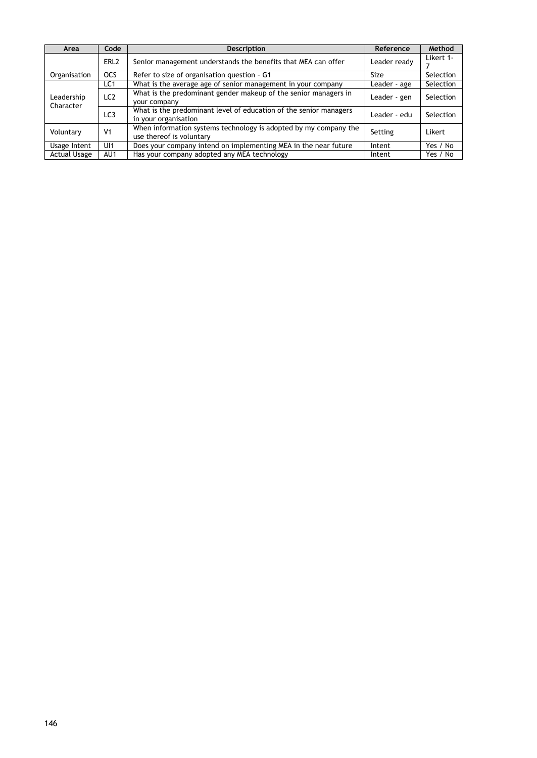| Area | Code | Description | Reference | Method |
|---|---|---|---|---|
| | ERL2 | Senior management understands the benefits that MEA can offer | Leader ready | Likert 1-7 |
| Organisation | OCS | Refer to size of organisation question - G1 | Size | Selection |
| Leadership Character | LC1 | What is the average age of senior management in your company | Leader - age | Selection |
| | LC2 | What is the predominant gender makeup of the senior managers in your company | Leader - gen | Selection |
| | LC3 | What is the predominant level of education of the senior managers in your organisation | Leader - edu | Selection |
| Voluntary | V1 | When information systems technology is adopted by my company the use thereof is voluntary | Setting | Likert |
| Usage Intent | UI1 | Does your company intend on implementing MEA in the near future | Intent | Yes / No |
| Actual Usage | AU1 | Has your company adopted any MEA technology | Intent | Yes / No |